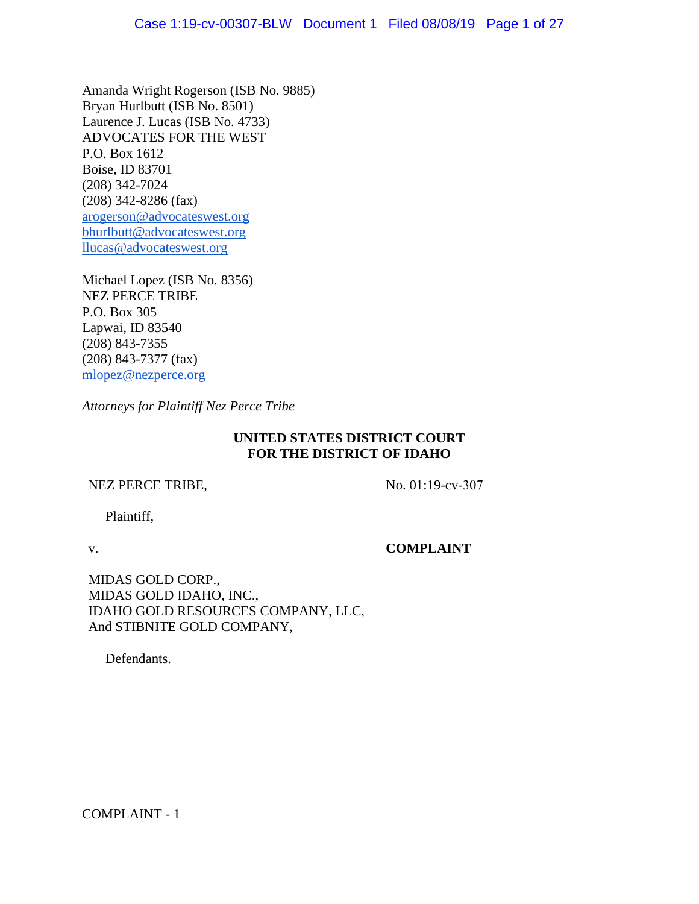Amanda Wright Rogerson (ISB No. 9885)
Bryan Hurlbutt (ISB No. 8501)
Laurence J. Lucas (ISB No. 4733)
ADVOCATES FOR THE WEST
P.O. Box 1612
Boise, ID 83701
(208) 342-7024
(208) 342-8286 (fax)
arogerson@advocateswest.org
bhurlbutt@advocateswest.org
llucas@advocateswest.org

Michael Lopez (ISB No. 8356)
NEZ PERCE TRIBE
P.O. Box 305
Lapwai, ID 83540
(208) 843-7355
(208) 843-7377 (fax)
mlopez@nezperce.org

*Attorneys for Plaintiff Nez Perce Tribe*

**UNITED STATES DISTRICT COURT**
**FOR THE DISTRICT OF IDAHO**

| | |
|---|---|
| NEZ PERCE TRIBE,<br><br>Plaintiff,<br><br>v.<br><br>MIDAS GOLD CORP.,<br>MIDAS GOLD IDAHO, INC.,<br>IDAHO GOLD RESOURCES COMPANY, LLC,<br>And STIBNITE GOLD COMPANY,<br><br>Defendants. | No. 01:19-cv-307<br><br>**COMPLAINT** |

COMPLAINT - 1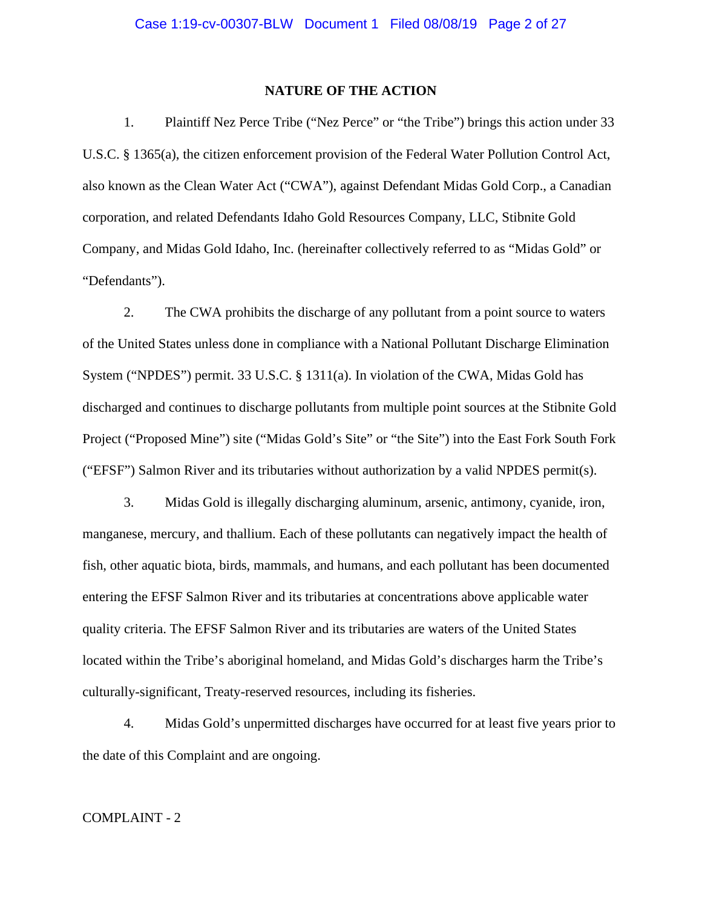## NATURE OF THE ACTION

1. Plaintiff Nez Perce Tribe ("Nez Perce" or "the Tribe") brings this action under 33 U.S.C. § 1365(a), the citizen enforcement provision of the Federal Water Pollution Control Act, also known as the Clean Water Act ("CWA"), against Defendant Midas Gold Corp., a Canadian corporation, and related Defendants Idaho Gold Resources Company, LLC, Stibnite Gold Company, and Midas Gold Idaho, Inc. (hereinafter collectively referred to as "Midas Gold" or "Defendants").

2. The CWA prohibits the discharge of any pollutant from a point source to waters of the United States unless done in compliance with a National Pollutant Discharge Elimination System ("NPDES") permit. 33 U.S.C. § 1311(a). In violation of the CWA, Midas Gold has discharged and continues to discharge pollutants from multiple point sources at the Stibnite Gold Project ("Proposed Mine") site ("Midas Gold's Site" or "the Site") into the East Fork South Fork ("EFSF") Salmon River and its tributaries without authorization by a valid NPDES permit(s).

3. Midas Gold is illegally discharging aluminum, arsenic, antimony, cyanide, iron, manganese, mercury, and thallium. Each of these pollutants can negatively impact the health of fish, other aquatic biota, birds, mammals, and humans, and each pollutant has been documented entering the EFSF Salmon River and its tributaries at concentrations above applicable water quality criteria. The EFSF Salmon River and its tributaries are waters of the United States located within the Tribe's aboriginal homeland, and Midas Gold's discharges harm the Tribe's culturally-significant, Treaty-reserved resources, including its fisheries.

4. Midas Gold's unpermitted discharges have occurred for at least five years prior to the date of this Complaint and are ongoing.

COMPLAINT - 2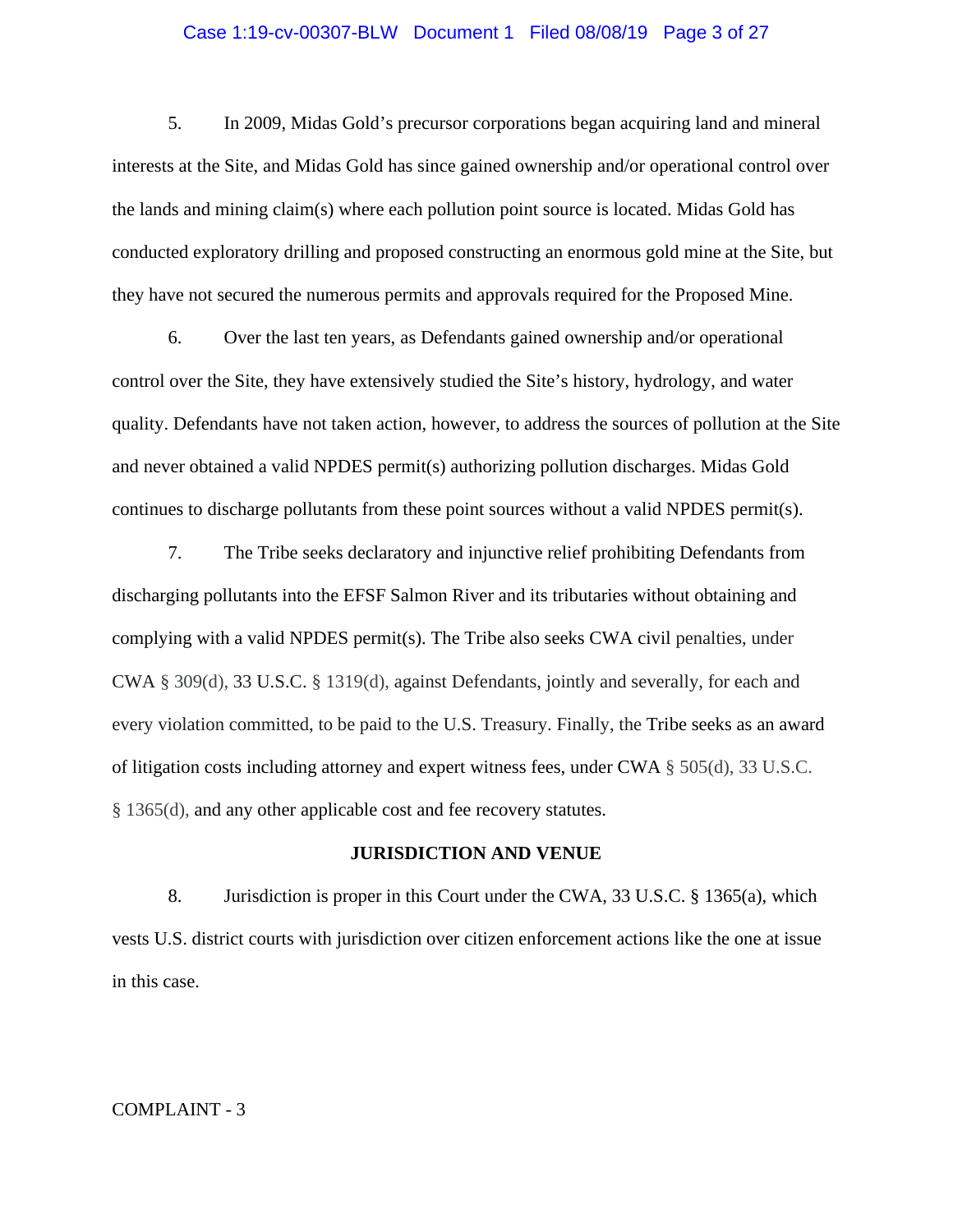5. In 2009, Midas Gold's precursor corporations began acquiring land and mineral interests at the Site, and Midas Gold has since gained ownership and/or operational control over the lands and mining claim(s) where each pollution point source is located. Midas Gold has conducted exploratory drilling and proposed constructing an enormous gold mine at the Site, but they have not secured the numerous permits and approvals required for the Proposed Mine.

6. Over the last ten years, as Defendants gained ownership and/or operational control over the Site, they have extensively studied the Site's history, hydrology, and water quality. Defendants have not taken action, however, to address the sources of pollution at the Site and never obtained a valid NPDES permit(s) authorizing pollution discharges. Midas Gold continues to discharge pollutants from these point sources without a valid NPDES permit(s).

7. The Tribe seeks declaratory and injunctive relief prohibiting Defendants from discharging pollutants into the EFSF Salmon River and its tributaries without obtaining and complying with a valid NPDES permit(s). The Tribe also seeks CWA civil penalties, under CWA § 309(d), 33 U.S.C. § 1319(d), against Defendants, jointly and severally, for each and every violation committed, to be paid to the U.S. Treasury. Finally, the Tribe seeks as an award of litigation costs including attorney and expert witness fees, under CWA § 505(d), 33 U.S.C. § 1365(d), and any other applicable cost and fee recovery statutes.

## JURISDICTION AND VENUE

8. Jurisdiction is proper in this Court under the CWA, 33 U.S.C. § 1365(a), which vests U.S. district courts with jurisdiction over citizen enforcement actions like the one at issue in this case.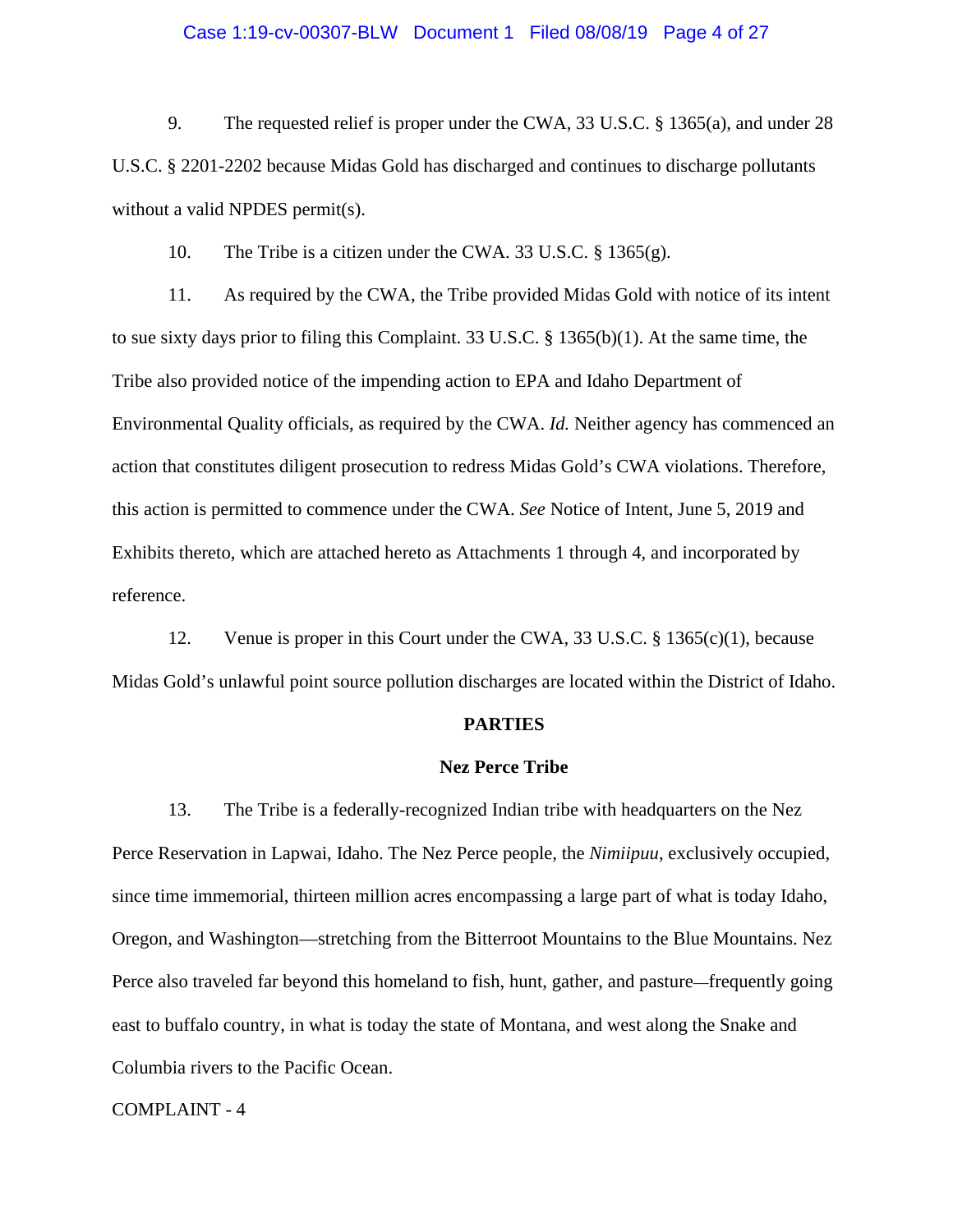9. The requested relief is proper under the CWA, 33 U.S.C. § 1365(a), and under 28 U.S.C. § 2201-2202 because Midas Gold has discharged and continues to discharge pollutants without a valid NPDES permit(s).

10. The Tribe is a citizen under the CWA. 33 U.S.C. § 1365(g).

11. As required by the CWA, the Tribe provided Midas Gold with notice of its intent to sue sixty days prior to filing this Complaint. 33 U.S.C. § 1365(b)(1). At the same time, the Tribe also provided notice of the impending action to EPA and Idaho Department of Environmental Quality officials, as required by the CWA. *Id.* Neither agency has commenced an action that constitutes diligent prosecution to redress Midas Gold's CWA violations. Therefore, this action is permitted to commence under the CWA. *See* Notice of Intent, June 5, 2019 and Exhibits thereto, which are attached hereto as Attachments 1 through 4, and incorporated by reference.

12. Venue is proper in this Court under the CWA, 33 U.S.C. § 1365(c)(1), because Midas Gold's unlawful point source pollution discharges are located within the District of Idaho.

## PARTIES

### Nez Perce Tribe

13. The Tribe is a federally-recognized Indian tribe with headquarters on the Nez Perce Reservation in Lapwai, Idaho. The Nez Perce people, the *Nimiipuu*, exclusively occupied, since time immemorial, thirteen million acres encompassing a large part of what is today Idaho, Oregon, and Washington—stretching from the Bitterroot Mountains to the Blue Mountains. Nez Perce also traveled far beyond this homeland to fish, hunt, gather, and pasture—frequently going east to buffalo country, in what is today the state of Montana, and west along the Snake and Columbia rivers to the Pacific Ocean.

COMPLAINT - 4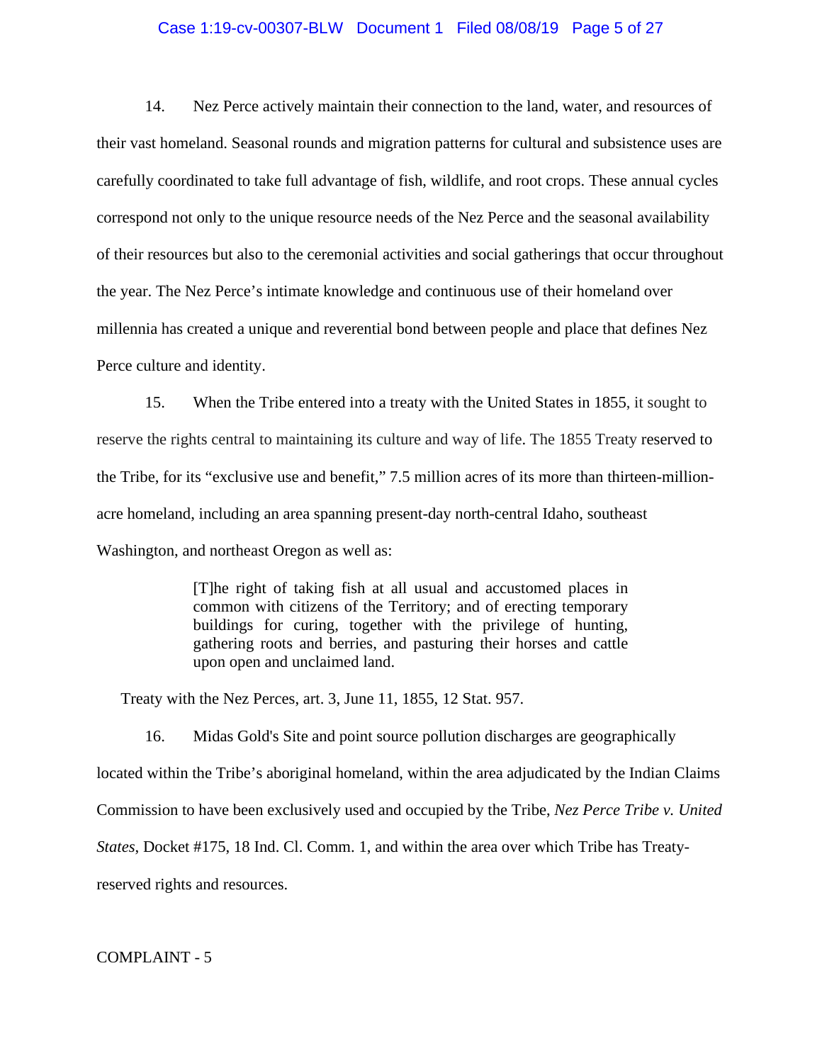14. Nez Perce actively maintain their connection to the land, water, and resources of their vast homeland. Seasonal rounds and migration patterns for cultural and subsistence uses are carefully coordinated to take full advantage of fish, wildlife, and root crops. These annual cycles correspond not only to the unique resource needs of the Nez Perce and the seasonal availability of their resources but also to the ceremonial activities and social gatherings that occur throughout the year. The Nez Perce's intimate knowledge and continuous use of their homeland over millennia has created a unique and reverential bond between people and place that defines Nez Perce culture and identity.

15. When the Tribe entered into a treaty with the United States in 1855, it sought to reserve the rights central to maintaining its culture and way of life. The 1855 Treaty reserved to the Tribe, for its "exclusive use and benefit," 7.5 million acres of its more than thirteen-million-acre homeland, including an area spanning present-day north-central Idaho, southeast Washington, and northeast Oregon as well as:

> [T]he right of taking fish at all usual and accustomed places in common with citizens of the Territory; and of erecting temporary buildings for curing, together with the privilege of hunting, gathering roots and berries, and pasturing their horses and cattle upon open and unclaimed land.

Treaty with the Nez Perces, art. 3, June 11, 1855, 12 Stat. 957.

16. Midas Gold's Site and point source pollution discharges are geographically located within the Tribe's aboriginal homeland, within the area adjudicated by the Indian Claims Commission to have been exclusively used and occupied by the Tribe, *Nez Perce Tribe v. United States*, Docket #175, 18 Ind. Cl. Comm. 1, and within the area over which Tribe has Treaty-reserved rights and resources.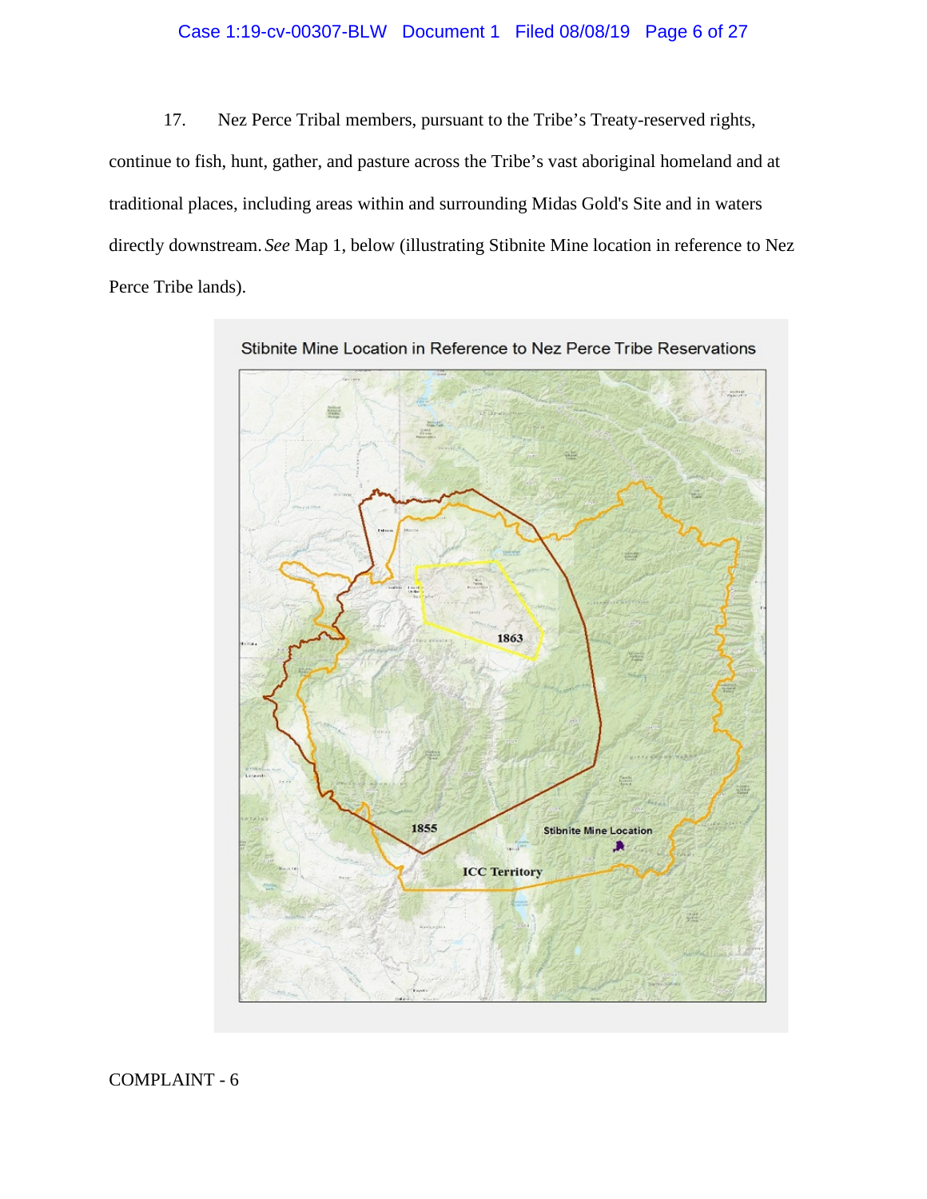17. Nez Perce Tribal members, pursuant to the Tribe's Treaty-reserved rights, continue to fish, hunt, gather, and pasture across the Tribe's vast aboriginal homeland and at traditional places, including areas within and surrounding Midas Gold's Site and in waters directly downstream. *See* Map 1, below (illustrating Stibnite Mine location in reference to Nez Perce Tribe lands).

Stibnite Mine Location in Reference to Nez Perce Tribe Reservations

1863

1855

Stibnite Mine Location

ICC Territory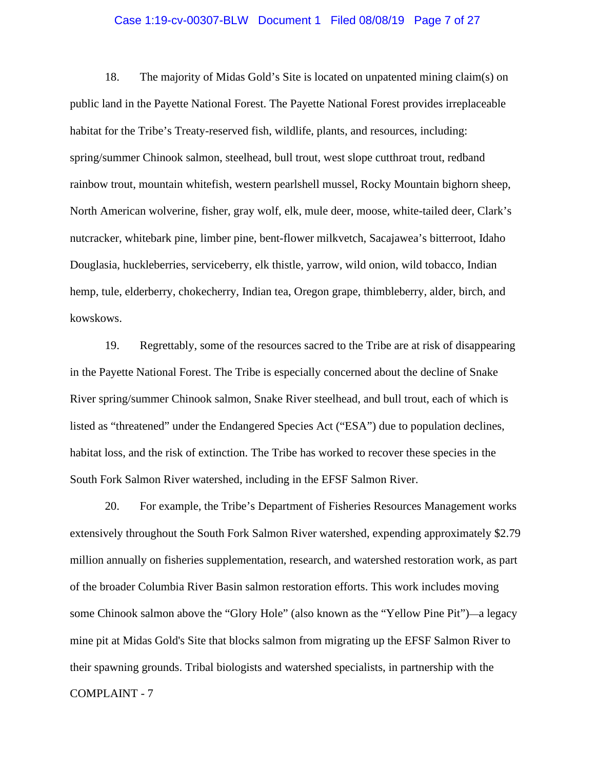18. The majority of Midas Gold's Site is located on unpatented mining claim(s) on public land in the Payette National Forest. The Payette National Forest provides irreplaceable habitat for the Tribe's Treaty-reserved fish, wildlife, plants, and resources, including: spring/summer Chinook salmon, steelhead, bull trout, west slope cutthroat trout, redband rainbow trout, mountain whitefish, western pearlshell mussel, Rocky Mountain bighorn sheep, North American wolverine, fisher, gray wolf, elk, mule deer, moose, white-tailed deer, Clark's nutcracker, whitebark pine, limber pine, bent-flower milkvetch, Sacajawea's bitterroot, Idaho Douglasia, huckleberries, serviceberry, elk thistle, yarrow, wild onion, wild tobacco, Indian hemp, tule, elderberry, chokecherry, Indian tea, Oregon grape, thimbleberry, alder, birch, and kowskows.

19. Regrettably, some of the resources sacred to the Tribe are at risk of disappearing in the Payette National Forest. The Tribe is especially concerned about the decline of Snake River spring/summer Chinook salmon, Snake River steelhead, and bull trout, each of which is listed as "threatened" under the Endangered Species Act ("ESA") due to population declines, habitat loss, and the risk of extinction. The Tribe has worked to recover these species in the South Fork Salmon River watershed, including in the EFSF Salmon River.

20. For example, the Tribe's Department of Fisheries Resources Management works extensively throughout the South Fork Salmon River watershed, expending approximately $2.79 million annually on fisheries supplementation, research, and watershed restoration work, as part of the broader Columbia River Basin salmon restoration efforts. This work includes moving some Chinook salmon above the "Glory Hole" (also known as the "Yellow Pine Pit")—a legacy mine pit at Midas Gold's Site that blocks salmon from migrating up the EFSF Salmon River to their spawning grounds. Tribal biologists and watershed specialists, in partnership with the

COMPLAINT - 7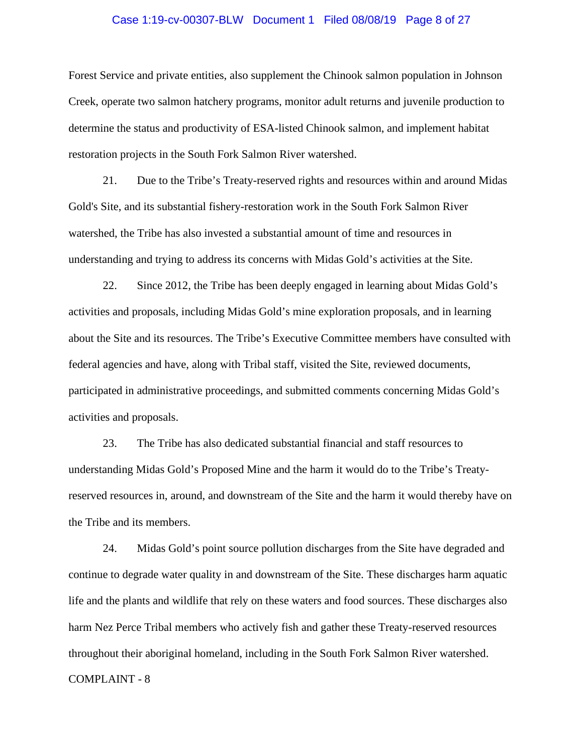Forest Service and private entities, also supplement the Chinook salmon population in Johnson Creek, operate two salmon hatchery programs, monitor adult returns and juvenile production to determine the status and productivity of ESA-listed Chinook salmon, and implement habitat restoration projects in the South Fork Salmon River watershed.

21. Due to the Tribe's Treaty-reserved rights and resources within and around Midas Gold's Site, and its substantial fishery-restoration work in the South Fork Salmon River watershed, the Tribe has also invested a substantial amount of time and resources in understanding and trying to address its concerns with Midas Gold's activities at the Site.

22. Since 2012, the Tribe has been deeply engaged in learning about Midas Gold's activities and proposals, including Midas Gold's mine exploration proposals, and in learning about the Site and its resources. The Tribe's Executive Committee members have consulted with federal agencies and have, along with Tribal staff, visited the Site, reviewed documents, participated in administrative proceedings, and submitted comments concerning Midas Gold's activities and proposals.

23. The Tribe has also dedicated substantial financial and staff resources to understanding Midas Gold's Proposed Mine and the harm it would do to the Tribe's Treaty-reserved resources in, around, and downstream of the Site and the harm it would thereby have on the Tribe and its members.

24. Midas Gold's point source pollution discharges from the Site have degraded and continue to degrade water quality in and downstream of the Site. These discharges harm aquatic life and the plants and wildlife that rely on these waters and food sources. These discharges also harm Nez Perce Tribal members who actively fish and gather these Treaty-reserved resources throughout their aboriginal homeland, including in the South Fork Salmon River watershed.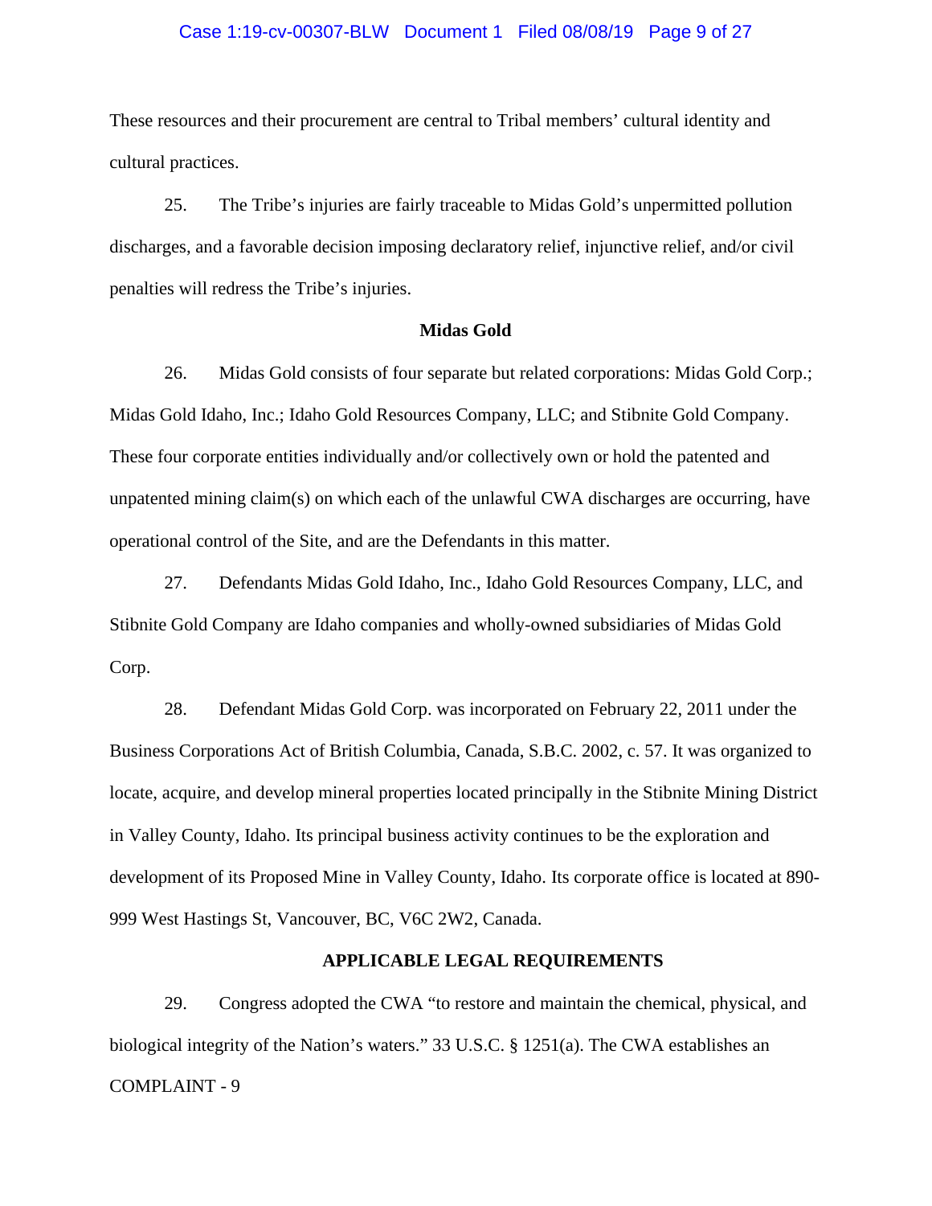These resources and their procurement are central to Tribal members' cultural identity and cultural practices.

25. The Tribe's injuries are fairly traceable to Midas Gold's unpermitted pollution discharges, and a favorable decision imposing declaratory relief, injunctive relief, and/or civil penalties will redress the Tribe's injuries.

**Midas Gold**

26. Midas Gold consists of four separate but related corporations: Midas Gold Corp.; Midas Gold Idaho, Inc.; Idaho Gold Resources Company, LLC; and Stibnite Gold Company. These four corporate entities individually and/or collectively own or hold the patented and unpatented mining claim(s) on which each of the unlawful CWA discharges are occurring, have operational control of the Site, and are the Defendants in this matter.

27. Defendants Midas Gold Idaho, Inc., Idaho Gold Resources Company, LLC, and Stibnite Gold Company are Idaho companies and wholly-owned subsidiaries of Midas Gold Corp.

28. Defendant Midas Gold Corp. was incorporated on February 22, 2011 under the Business Corporations Act of British Columbia, Canada, S.B.C. 2002, c. 57. It was organized to locate, acquire, and develop mineral properties located principally in the Stibnite Mining District in Valley County, Idaho. Its principal business activity continues to be the exploration and development of its Proposed Mine in Valley County, Idaho. Its corporate office is located at 890-999 West Hastings St, Vancouver, BC, V6C 2W2, Canada.

**APPLICABLE LEGAL REQUIREMENTS**

29. Congress adopted the CWA "to restore and maintain the chemical, physical, and biological integrity of the Nation's waters." 33 U.S.C. § 1251(a). The CWA establishes an

COMPLAINT - 9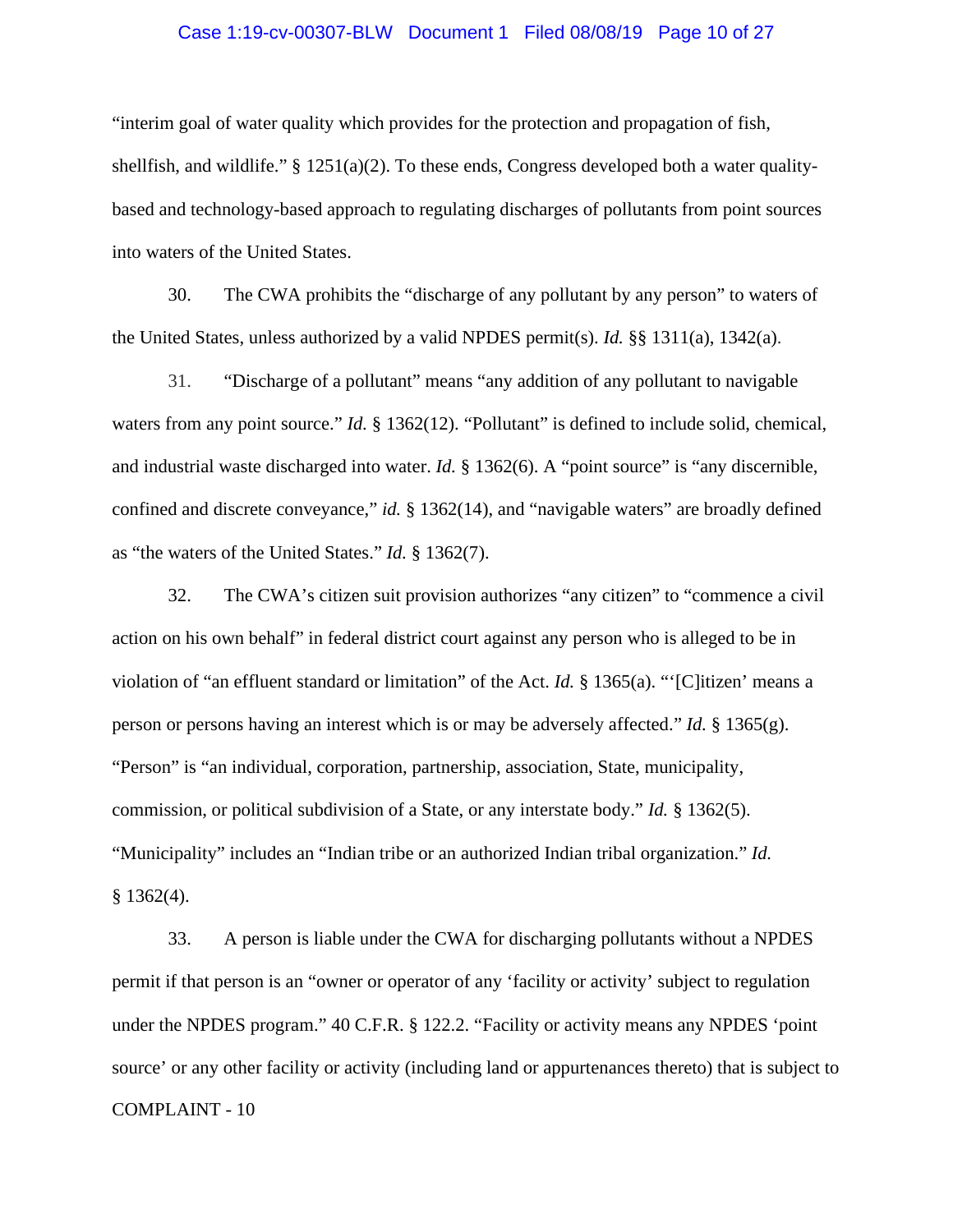"interim goal of water quality which provides for the protection and propagation of fish, shellfish, and wildlife." § 1251(a)(2). To these ends, Congress developed both a water quality-based and technology-based approach to regulating discharges of pollutants from point sources into waters of the United States.

30. The CWA prohibits the "discharge of any pollutant by any person" to waters of the United States, unless authorized by a valid NPDES permit(s). *Id.* §§ 1311(a), 1342(a).

31. "Discharge of a pollutant" means "any addition of any pollutant to navigable waters from any point source." *Id.* § 1362(12). "Pollutant" is defined to include solid, chemical, and industrial waste discharged into water. *Id.* § 1362(6). A "point source" is "any discernible, confined and discrete conveyance," *id.* § 1362(14), and "navigable waters" are broadly defined as "the waters of the United States." *Id.* § 1362(7).

32. The CWA's citizen suit provision authorizes "any citizen" to "commence a civil action on his own behalf" in federal district court against any person who is alleged to be in violation of "an effluent standard or limitation" of the Act. *Id.* § 1365(a). "'[C]itizen' means a person or persons having an interest which is or may be adversely affected." *Id.* § 1365(g). "Person" is "an individual, corporation, partnership, association, State, municipality, commission, or political subdivision of a State, or any interstate body." *Id.* § 1362(5). "Municipality" includes an "Indian tribe or an authorized Indian tribal organization." *Id.* § 1362(4).

33. A person is liable under the CWA for discharging pollutants without a NPDES permit if that person is an "owner or operator of any 'facility or activity' subject to regulation under the NPDES program." 40 C.F.R. § 122.2. "Facility or activity means any NPDES 'point source' or any other facility or activity (including land or appurtenances thereto) that is subject to

COMPLAINT - 10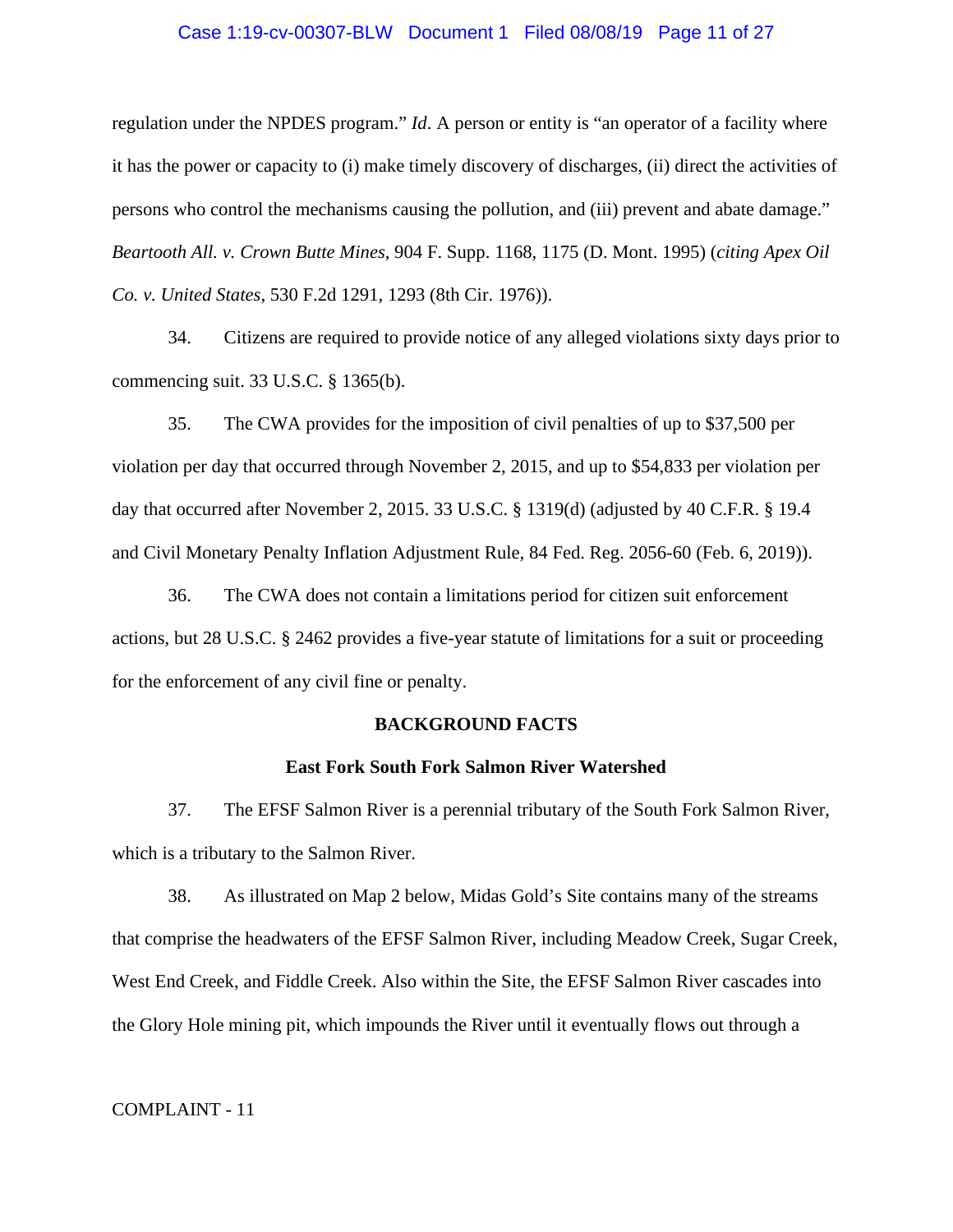regulation under the NPDES program." *Id*. A person or entity is "an operator of a facility where it has the power or capacity to (i) make timely discovery of discharges, (ii) direct the activities of persons who control the mechanisms causing the pollution, and (iii) prevent and abate damage." *Beartooth All. v. Crown Butte Mines*, 904 F. Supp. 1168, 1175 (D. Mont. 1995) (*citing Apex Oil Co. v. United States*, 530 F.2d 1291, 1293 (8th Cir. 1976)).

34. Citizens are required to provide notice of any alleged violations sixty days prior to commencing suit. 33 U.S.C. § 1365(b).

35. The CWA provides for the imposition of civil penalties of up to $37,500 per violation per day that occurred through November 2, 2015, and up to $54,833 per violation per day that occurred after November 2, 2015. 33 U.S.C. § 1319(d) (adjusted by 40 C.F.R. § 19.4 and Civil Monetary Penalty Inflation Adjustment Rule, 84 Fed. Reg. 2056-60 (Feb. 6, 2019)).

36. The CWA does not contain a limitations period for citizen suit enforcement actions, but 28 U.S.C. § 2462 provides a five-year statute of limitations for a suit or proceeding for the enforcement of any civil fine or penalty.

## BACKGROUND FACTS

### East Fork South Fork Salmon River Watershed

37. The EFSF Salmon River is a perennial tributary of the South Fork Salmon River, which is a tributary to the Salmon River.

38. As illustrated on Map 2 below, Midas Gold's Site contains many of the streams that comprise the headwaters of the EFSF Salmon River, including Meadow Creek, Sugar Creek, West End Creek, and Fiddle Creek. Also within the Site, the EFSF Salmon River cascades into the Glory Hole mining pit, which impounds the River until it eventually flows out through a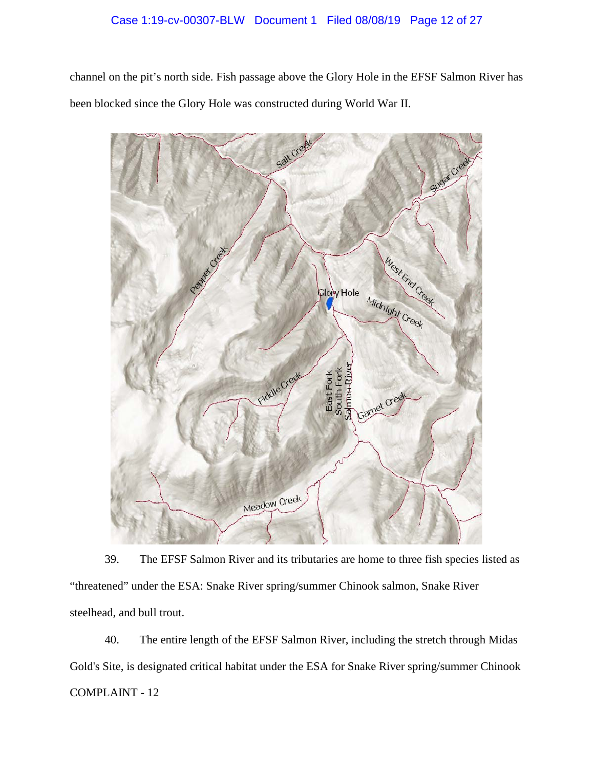channel on the pit's north side. Fish passage above the Glory Hole in the EFSF Salmon River has been blocked since the Glory Hole was constructed during World War II.

39. The EFSF Salmon River and its tributaries are home to three fish species listed as "threatened" under the ESA: Snake River spring/summer Chinook salmon, Snake River steelhead, and bull trout.

40. The entire length of the EFSF Salmon River, including the stretch through Midas Gold's Site, is designated critical habitat under the ESA for Snake River spring/summer Chinook

COMPLAINT - 12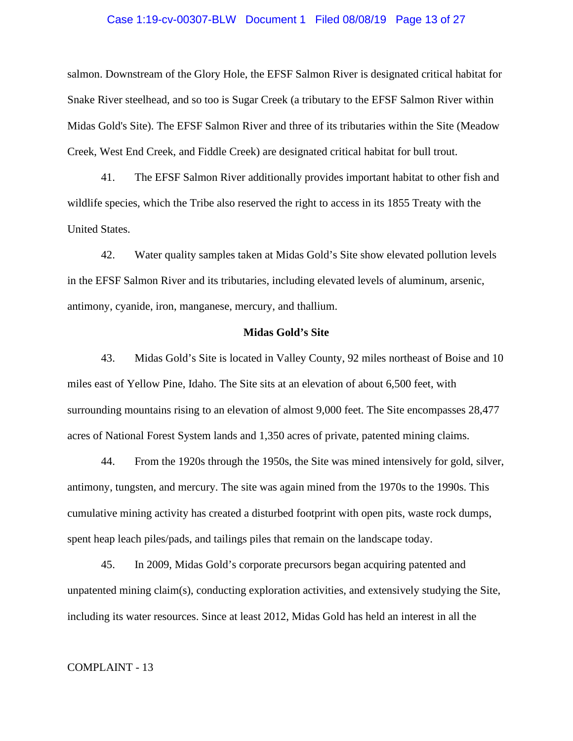salmon. Downstream of the Glory Hole, the EFSF Salmon River is designated critical habitat for Snake River steelhead, and so too is Sugar Creek (a tributary to the EFSF Salmon River within Midas Gold's Site). The EFSF Salmon River and three of its tributaries within the Site (Meadow Creek, West End Creek, and Fiddle Creek) are designated critical habitat for bull trout.

41. The EFSF Salmon River additionally provides important habitat to other fish and wildlife species, which the Tribe also reserved the right to access in its 1855 Treaty with the United States.

42. Water quality samples taken at Midas Gold's Site show elevated pollution levels in the EFSF Salmon River and its tributaries, including elevated levels of aluminum, arsenic, antimony, cyanide, iron, manganese, mercury, and thallium.

**Midas Gold's Site**

43. Midas Gold's Site is located in Valley County, 92 miles northeast of Boise and 10 miles east of Yellow Pine, Idaho. The Site sits at an elevation of about 6,500 feet, with surrounding mountains rising to an elevation of almost 9,000 feet. The Site encompasses 28,477 acres of National Forest System lands and 1,350 acres of private, patented mining claims.

44. From the 1920s through the 1950s, the Site was mined intensively for gold, silver, antimony, tungsten, and mercury. The site was again mined from the 1970s to the 1990s. This cumulative mining activity has created a disturbed footprint with open pits, waste rock dumps, spent heap leach piles/pads, and tailings piles that remain on the landscape today.

45. In 2009, Midas Gold's corporate precursors began acquiring patented and unpatented mining claim(s), conducting exploration activities, and extensively studying the Site, including its water resources. Since at least 2012, Midas Gold has held an interest in all the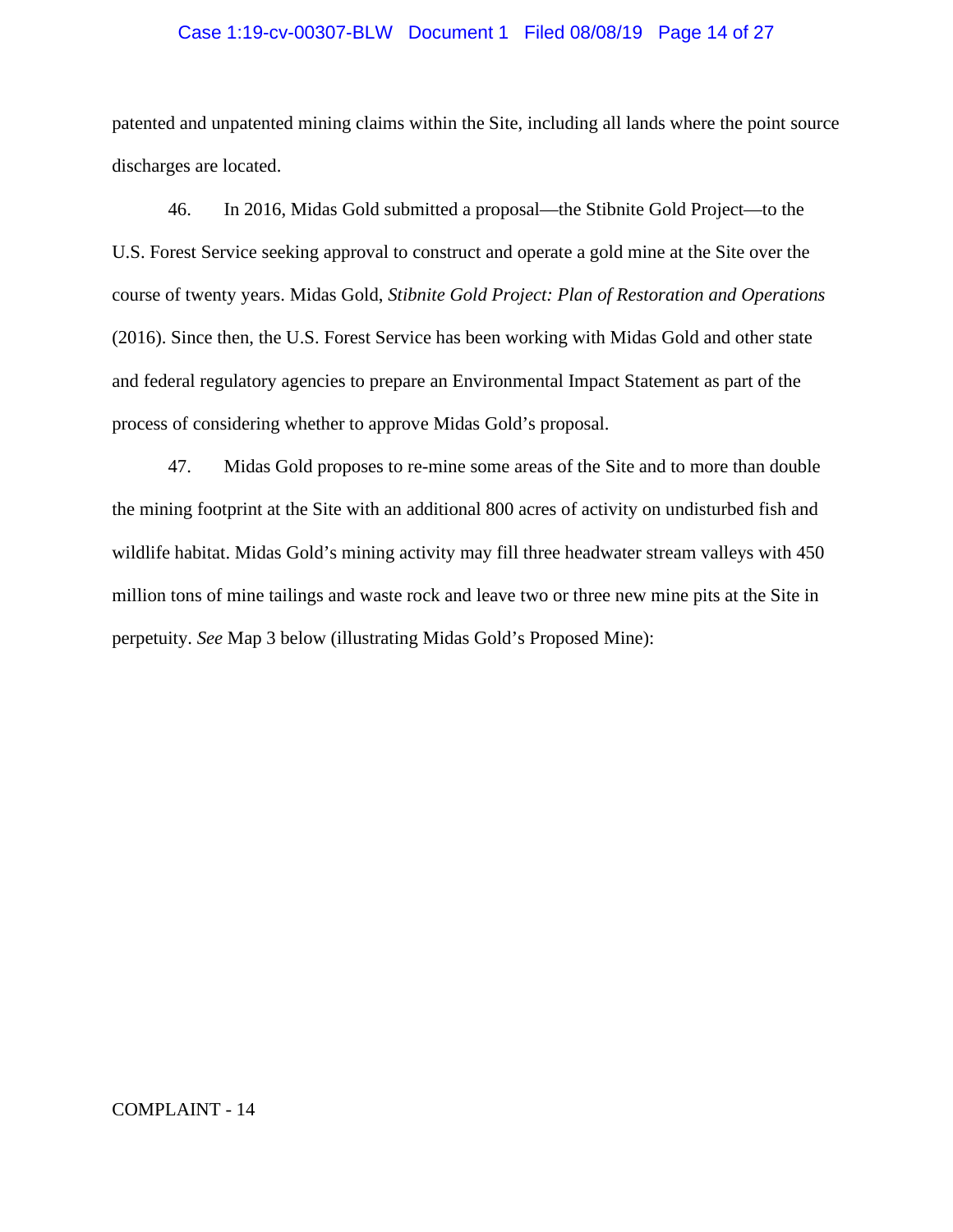patented and unpatented mining claims within the Site, including all lands where the point source discharges are located.

46. In 2016, Midas Gold submitted a proposal—the Stibnite Gold Project—to the U.S. Forest Service seeking approval to construct and operate a gold mine at the Site over the course of twenty years. Midas Gold, *Stibnite Gold Project: Plan of Restoration and Operations* (2016). Since then, the U.S. Forest Service has been working with Midas Gold and other state and federal regulatory agencies to prepare an Environmental Impact Statement as part of the process of considering whether to approve Midas Gold's proposal.

47. Midas Gold proposes to re-mine some areas of the Site and to more than double the mining footprint at the Site with an additional 800 acres of activity on undisturbed fish and wildlife habitat. Midas Gold's mining activity may fill three headwater stream valleys with 450 million tons of mine tailings and waste rock and leave two or three new mine pits at the Site in perpetuity. *See* Map 3 below (illustrating Midas Gold's Proposed Mine):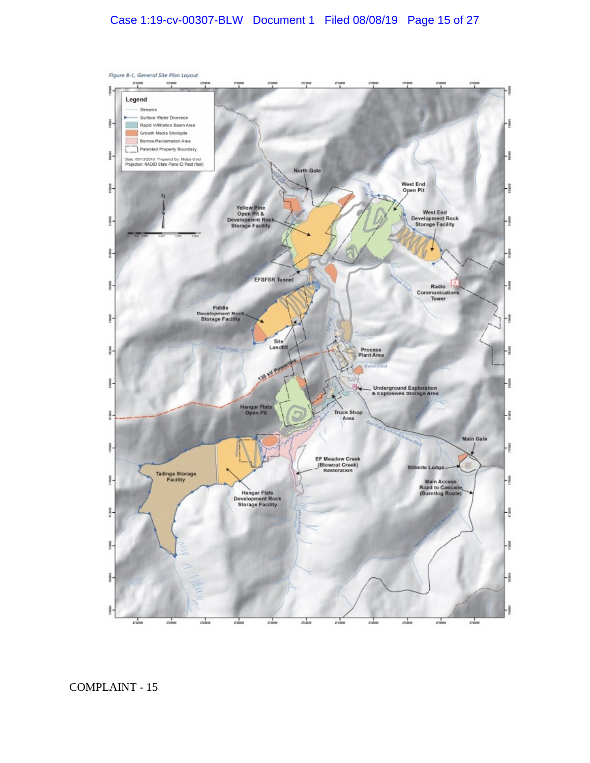Figure 8-1, General Site Plan Layout

Legend

- Streams
- Surface Water Diversion
- Rapid Infiltration Basin Area
- Growth Media Stockpile
- Borrow/Reclamation Area
- Patented Property Boundary

Date: 09/13/2016 Prepared By: Midas Gold
Projection: NAD83 State Plane ID West (feet)

North Gate

West End Open Pit

Yellow Pine Open Pit & Development Rock Storage Facility

West End Development Rock Storage Facility

EFSFSR Tunnel

Radio Communications Tower

Fiddle Development Rock Storage Facility

Site Landfill

Process Plant Area

138 kV Powerline

Underground Exploration & Explosives Storage Area

Hangar Flats Open Pit

Truck Shop Area

Main Gate

EF Meadow Creek (Blowout Creek) Restoration

Stibnite Lodge

Tailings Storage Facility

Main Access Road to Cascade (Burntlog Route)

Hangar Flats Development Rock Storage Facility

COMPLAINT - 15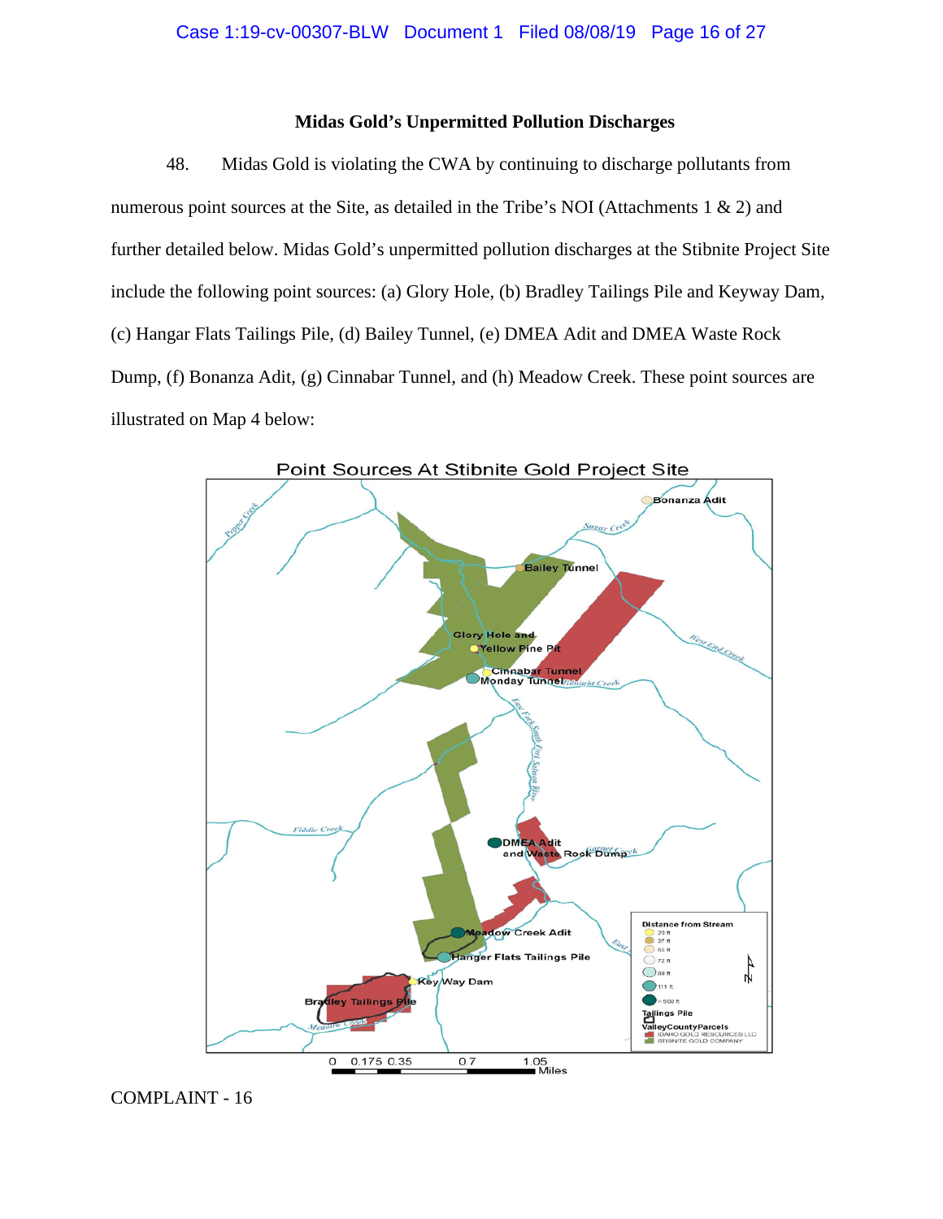### Midas Gold's Unpermitted Pollution Discharges

48. Midas Gold is violating the CWA by continuing to discharge pollutants from numerous point sources at the Site, as detailed in the Tribe's NOI (Attachments 1 & 2) and further detailed below. Midas Gold's unpermitted pollution discharges at the Stibnite Project Site include the following point sources: (a) Glory Hole, (b) Bradley Tailings Pile and Keyway Dam, (c) Hangar Flats Tailings Pile, (d) Bailey Tunnel, (e) DMEA Adit and DMEA Waste Rock Dump, (f) Bonanza Adit, (g) Cinnabar Tunnel, and (h) Meadow Creek. These point sources are illustrated on Map 4 below: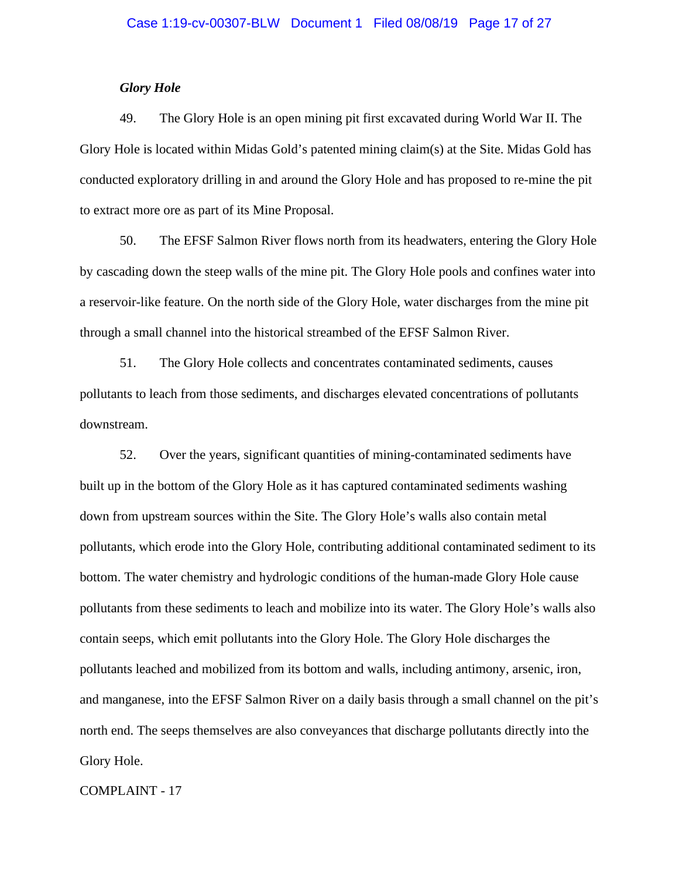***Glory Hole***

49. The Glory Hole is an open mining pit first excavated during World War II. The Glory Hole is located within Midas Gold's patented mining claim(s) at the Site. Midas Gold has conducted exploratory drilling in and around the Glory Hole and has proposed to re-mine the pit to extract more ore as part of its Mine Proposal.

50. The EFSF Salmon River flows north from its headwaters, entering the Glory Hole by cascading down the steep walls of the mine pit. The Glory Hole pools and confines water into a reservoir-like feature. On the north side of the Glory Hole, water discharges from the mine pit through a small channel into the historical streambed of the EFSF Salmon River.

51. The Glory Hole collects and concentrates contaminated sediments, causes pollutants to leach from those sediments, and discharges elevated concentrations of pollutants downstream.

52. Over the years, significant quantities of mining-contaminated sediments have built up in the bottom of the Glory Hole as it has captured contaminated sediments washing down from upstream sources within the Site. The Glory Hole's walls also contain metal pollutants, which erode into the Glory Hole, contributing additional contaminated sediment to its bottom. The water chemistry and hydrologic conditions of the human-made Glory Hole cause pollutants from these sediments to leach and mobilize into its water. The Glory Hole's walls also contain seeps, which emit pollutants into the Glory Hole. The Glory Hole discharges the pollutants leached and mobilized from its bottom and walls, including antimony, arsenic, iron, and manganese, into the EFSF Salmon River on a daily basis through a small channel on the pit's north end. The seeps themselves are also conveyances that discharge pollutants directly into the Glory Hole.

COMPLAINT - 17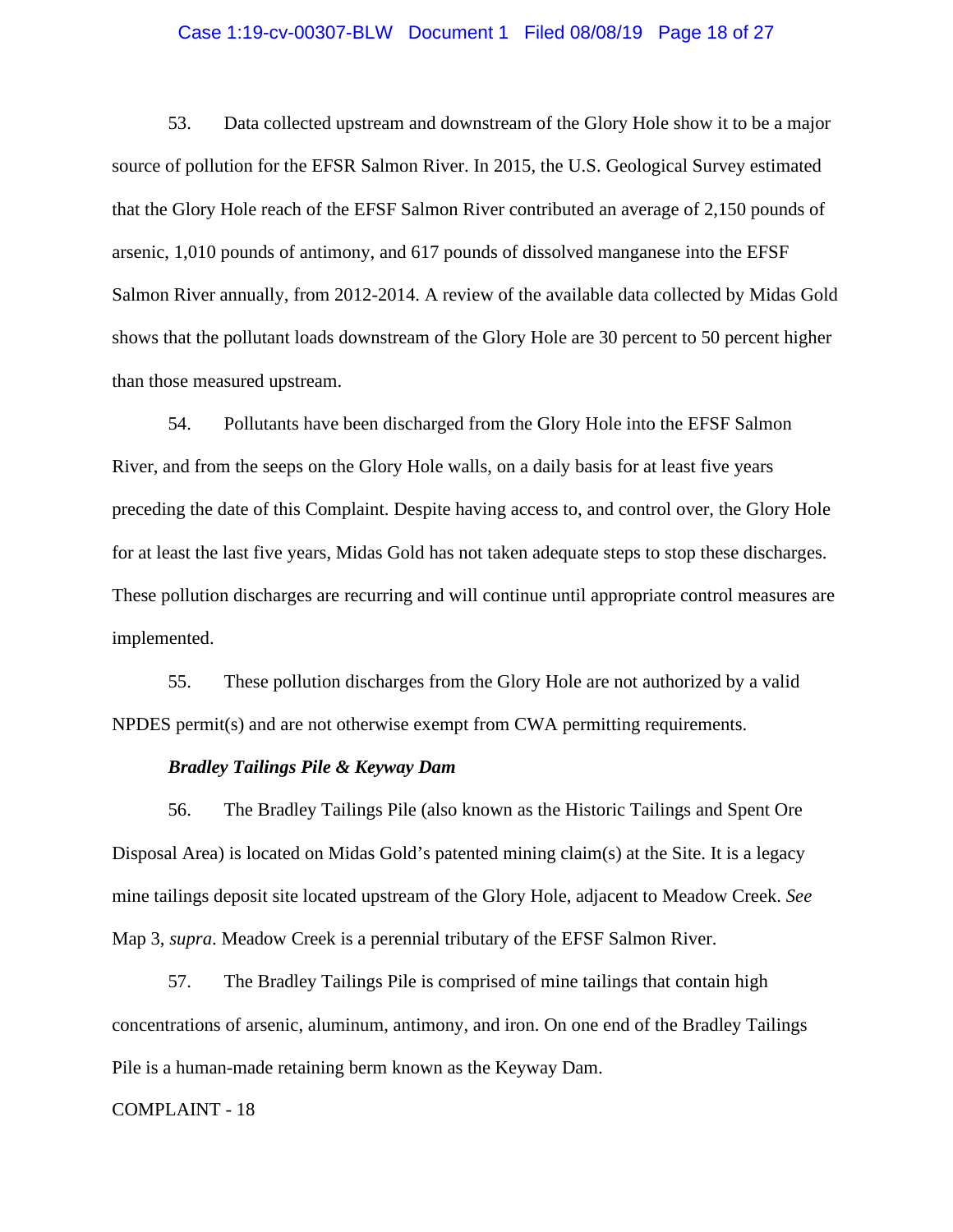53. Data collected upstream and downstream of the Glory Hole show it to be a major source of pollution for the EFSR Salmon River. In 2015, the U.S. Geological Survey estimated that the Glory Hole reach of the EFSF Salmon River contributed an average of 2,150 pounds of arsenic, 1,010 pounds of antimony, and 617 pounds of dissolved manganese into the EFSF Salmon River annually, from 2012-2014. A review of the available data collected by Midas Gold shows that the pollutant loads downstream of the Glory Hole are 30 percent to 50 percent higher than those measured upstream.

54. Pollutants have been discharged from the Glory Hole into the EFSF Salmon River, and from the seeps on the Glory Hole walls, on a daily basis for at least five years preceding the date of this Complaint. Despite having access to, and control over, the Glory Hole for at least the last five years, Midas Gold has not taken adequate steps to stop these discharges. These pollution discharges are recurring and will continue until appropriate control measures are implemented.

55. These pollution discharges from the Glory Hole are not authorized by a valid NPDES permit(s) and are not otherwise exempt from CWA permitting requirements.

***Bradley Tailings Pile & Keyway Dam***

56. The Bradley Tailings Pile (also known as the Historic Tailings and Spent Ore Disposal Area) is located on Midas Gold's patented mining claim(s) at the Site. It is a legacy mine tailings deposit site located upstream of the Glory Hole, adjacent to Meadow Creek. *See* Map 3, *supra*. Meadow Creek is a perennial tributary of the EFSF Salmon River.

57. The Bradley Tailings Pile is comprised of mine tailings that contain high concentrations of arsenic, aluminum, antimony, and iron. On one end of the Bradley Tailings Pile is a human-made retaining berm known as the Keyway Dam.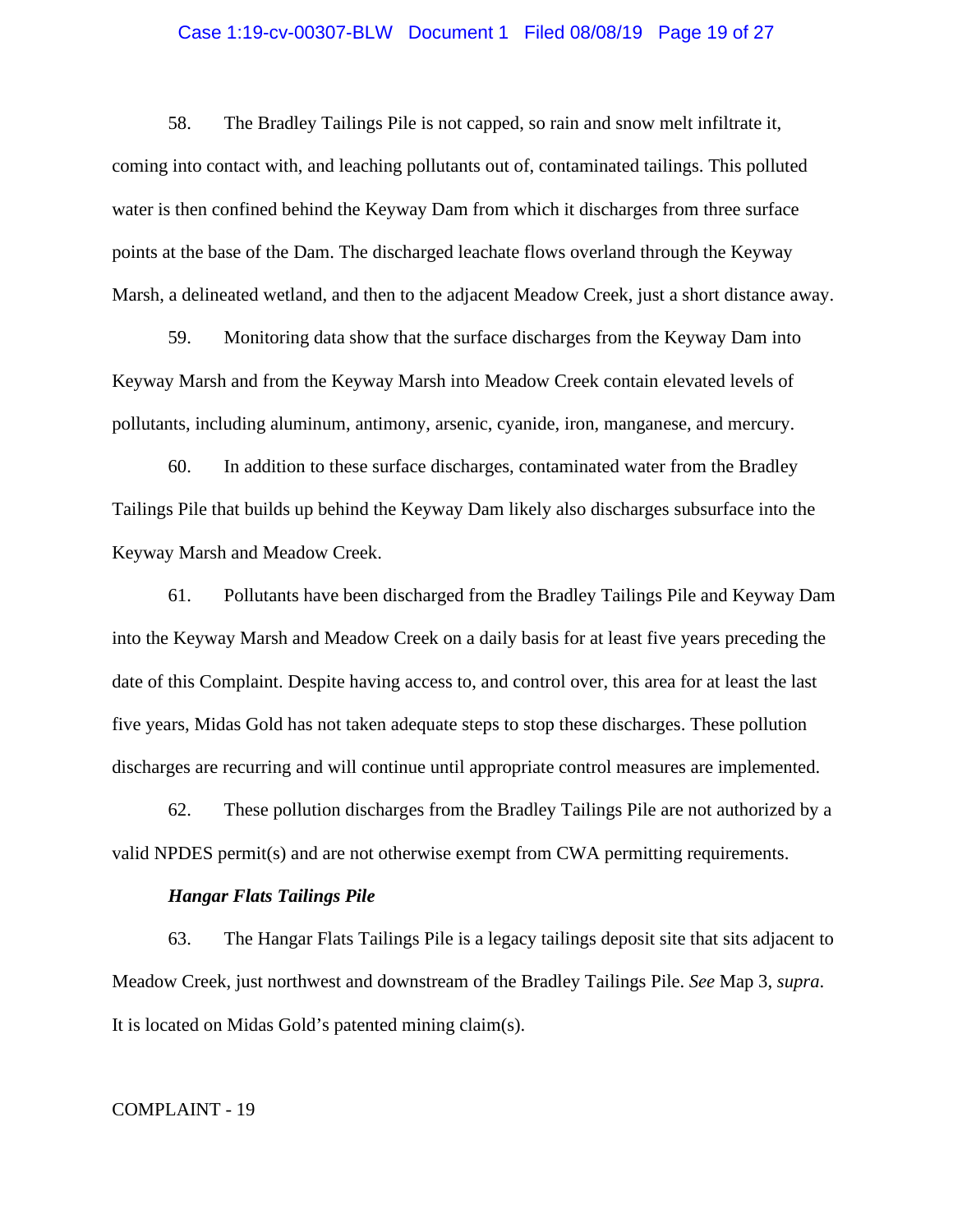58. The Bradley Tailings Pile is not capped, so rain and snow melt infiltrate it, coming into contact with, and leaching pollutants out of, contaminated tailings. This polluted water is then confined behind the Keyway Dam from which it discharges from three surface points at the base of the Dam. The discharged leachate flows overland through the Keyway Marsh, a delineated wetland, and then to the adjacent Meadow Creek, just a short distance away.

59. Monitoring data show that the surface discharges from the Keyway Dam into Keyway Marsh and from the Keyway Marsh into Meadow Creek contain elevated levels of pollutants, including aluminum, antimony, arsenic, cyanide, iron, manganese, and mercury.

60. In addition to these surface discharges, contaminated water from the Bradley Tailings Pile that builds up behind the Keyway Dam likely also discharges subsurface into the Keyway Marsh and Meadow Creek.

61. Pollutants have been discharged from the Bradley Tailings Pile and Keyway Dam into the Keyway Marsh and Meadow Creek on a daily basis for at least five years preceding the date of this Complaint. Despite having access to, and control over, this area for at least the last five years, Midas Gold has not taken adequate steps to stop these discharges. These pollution discharges are recurring and will continue until appropriate control measures are implemented.

62. These pollution discharges from the Bradley Tailings Pile are not authorized by a valid NPDES permit(s) and are not otherwise exempt from CWA permitting requirements.

***Hangar Flats Tailings Pile***

63. The Hangar Flats Tailings Pile is a legacy tailings deposit site that sits adjacent to Meadow Creek, just northwest and downstream of the Bradley Tailings Pile. *See* Map 3, *supra*. It is located on Midas Gold's patented mining claim(s).

COMPLAINT - 19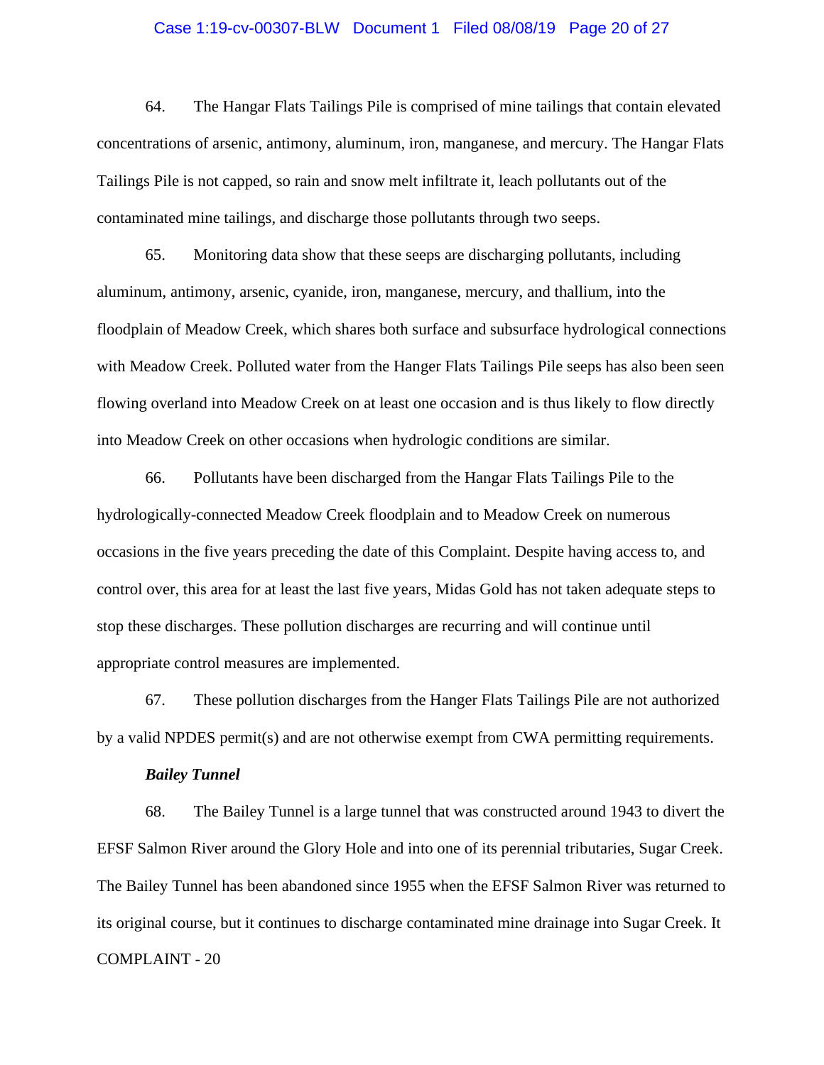64. The Hangar Flats Tailings Pile is comprised of mine tailings that contain elevated concentrations of arsenic, antimony, aluminum, iron, manganese, and mercury. The Hangar Flats Tailings Pile is not capped, so rain and snow melt infiltrate it, leach pollutants out of the contaminated mine tailings, and discharge those pollutants through two seeps.

65. Monitoring data show that these seeps are discharging pollutants, including aluminum, antimony, arsenic, cyanide, iron, manganese, mercury, and thallium, into the floodplain of Meadow Creek, which shares both surface and subsurface hydrological connections with Meadow Creek. Polluted water from the Hanger Flats Tailings Pile seeps has also been seen flowing overland into Meadow Creek on at least one occasion and is thus likely to flow directly into Meadow Creek on other occasions when hydrologic conditions are similar.

66. Pollutants have been discharged from the Hangar Flats Tailings Pile to the hydrologically-connected Meadow Creek floodplain and to Meadow Creek on numerous occasions in the five years preceding the date of this Complaint. Despite having access to, and control over, this area for at least the last five years, Midas Gold has not taken adequate steps to stop these discharges. These pollution discharges are recurring and will continue until appropriate control measures are implemented.

67. These pollution discharges from the Hanger Flats Tailings Pile are not authorized by a valid NPDES permit(s) and are not otherwise exempt from CWA permitting requirements.

***Bailey Tunnel***

68. The Bailey Tunnel is a large tunnel that was constructed around 1943 to divert the EFSF Salmon River around the Glory Hole and into one of its perennial tributaries, Sugar Creek. The Bailey Tunnel has been abandoned since 1955 when the EFSF Salmon River was returned to its original course, but it continues to discharge contaminated mine drainage into Sugar Creek. It

COMPLAINT - 20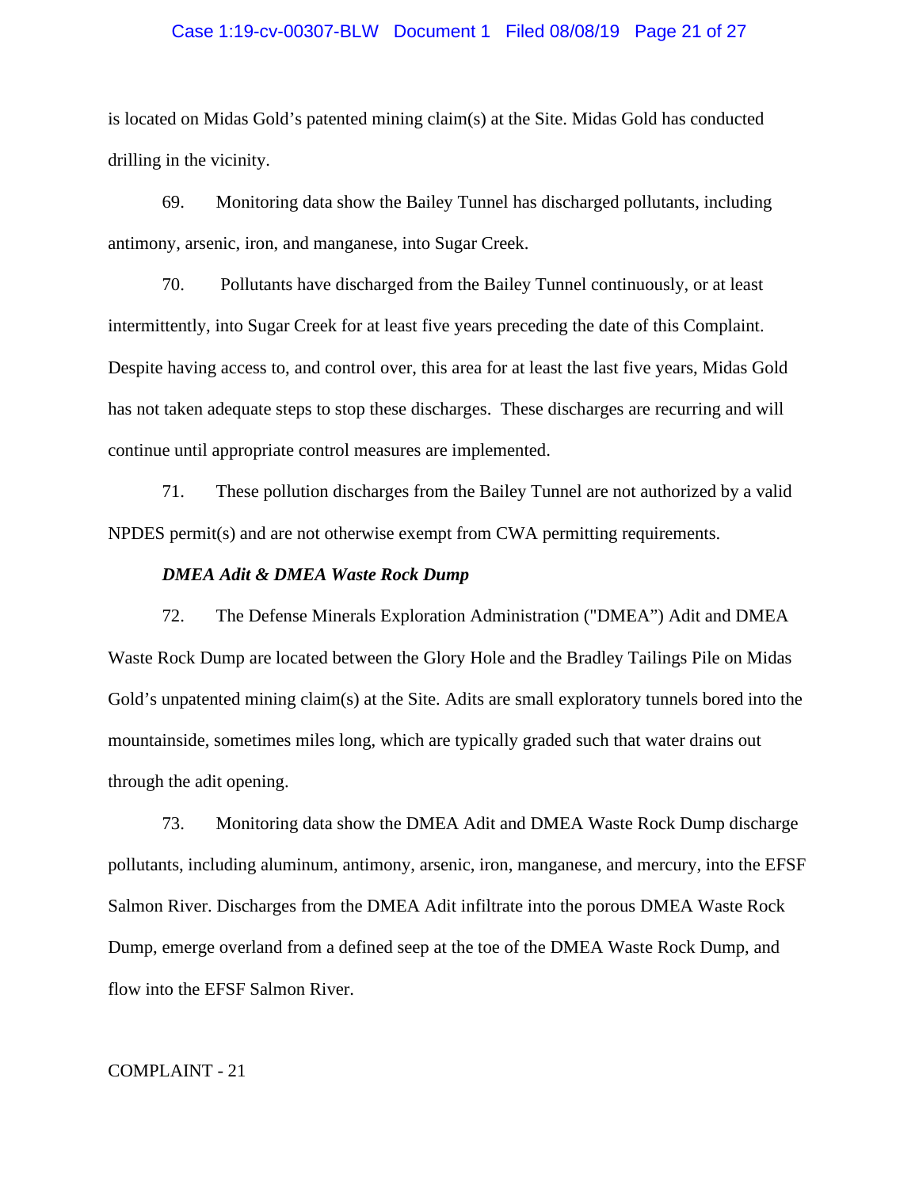is located on Midas Gold's patented mining claim(s) at the Site. Midas Gold has conducted drilling in the vicinity.

69. Monitoring data show the Bailey Tunnel has discharged pollutants, including antimony, arsenic, iron, and manganese, into Sugar Creek.

70. Pollutants have discharged from the Bailey Tunnel continuously, or at least intermittently, into Sugar Creek for at least five years preceding the date of this Complaint. Despite having access to, and control over, this area for at least the last five years, Midas Gold has not taken adequate steps to stop these discharges. These discharges are recurring and will continue until appropriate control measures are implemented.

71. These pollution discharges from the Bailey Tunnel are not authorized by a valid NPDES permit(s) and are not otherwise exempt from CWA permitting requirements.

***DMEA Adit & DMEA Waste Rock Dump***

72. The Defense Minerals Exploration Administration ("DMEA") Adit and DMEA Waste Rock Dump are located between the Glory Hole and the Bradley Tailings Pile on Midas Gold's unpatented mining claim(s) at the Site. Adits are small exploratory tunnels bored into the mountainside, sometimes miles long, which are typically graded such that water drains out through the adit opening.

73. Monitoring data show the DMEA Adit and DMEA Waste Rock Dump discharge pollutants, including aluminum, antimony, arsenic, iron, manganese, and mercury, into the EFSF Salmon River. Discharges from the DMEA Adit infiltrate into the porous DMEA Waste Rock Dump, emerge overland from a defined seep at the toe of the DMEA Waste Rock Dump, and flow into the EFSF Salmon River.

COMPLAINT - 21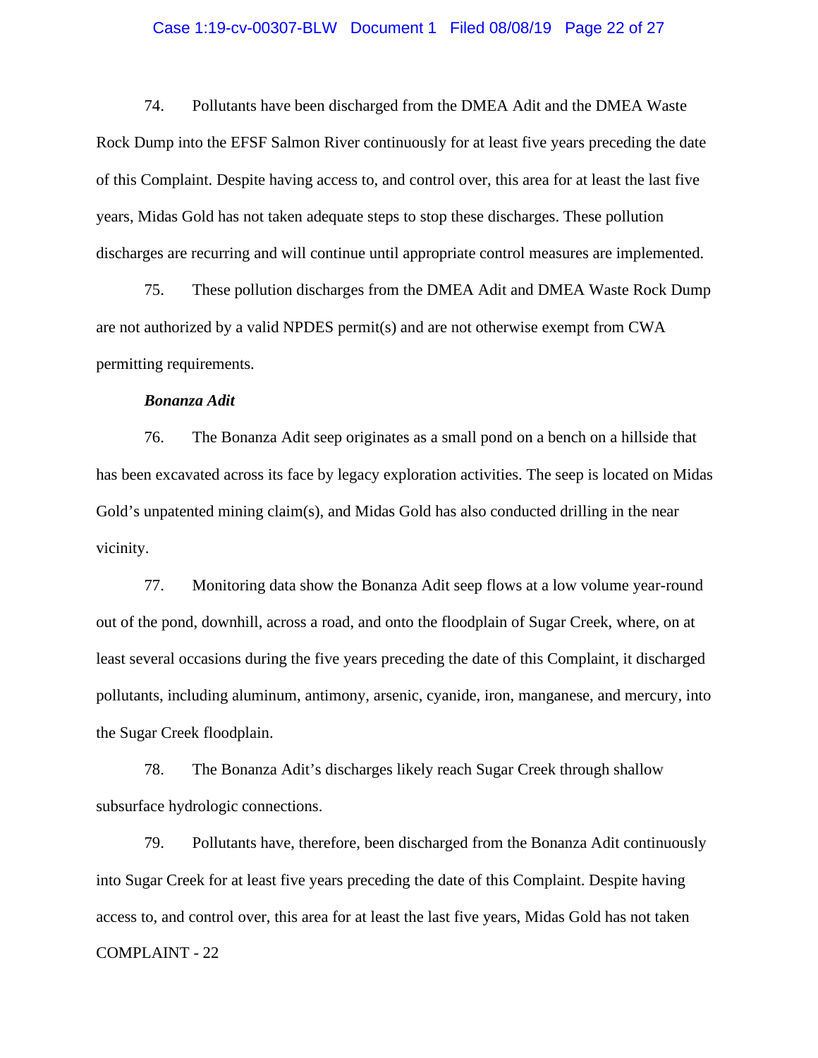74. Pollutants have been discharged from the DMEA Adit and the DMEA Waste Rock Dump into the EFSF Salmon River continuously for at least five years preceding the date of this Complaint. Despite having access to, and control over, this area for at least the last five years, Midas Gold has not taken adequate steps to stop these discharges. These pollution discharges are recurring and will continue until appropriate control measures are implemented.

75. These pollution discharges from the DMEA Adit and DMEA Waste Rock Dump are not authorized by a valid NPDES permit(s) and are not otherwise exempt from CWA permitting requirements.

***Bonanza Adit***

76. The Bonanza Adit seep originates as a small pond on a bench on a hillside that has been excavated across its face by legacy exploration activities. The seep is located on Midas Gold's unpatented mining claim(s), and Midas Gold has also conducted drilling in the near vicinity.

77. Monitoring data show the Bonanza Adit seep flows at a low volume year-round out of the pond, downhill, across a road, and onto the floodplain of Sugar Creek, where, on at least several occasions during the five years preceding the date of this Complaint, it discharged pollutants, including aluminum, antimony, arsenic, cyanide, iron, manganese, and mercury, into the Sugar Creek floodplain.

78. The Bonanza Adit's discharges likely reach Sugar Creek through shallow subsurface hydrologic connections.

79. Pollutants have, therefore, been discharged from the Bonanza Adit continuously into Sugar Creek for at least five years preceding the date of this Complaint. Despite having access to, and control over, this area for at least the last five years, Midas Gold has not taken

COMPLAINT - 22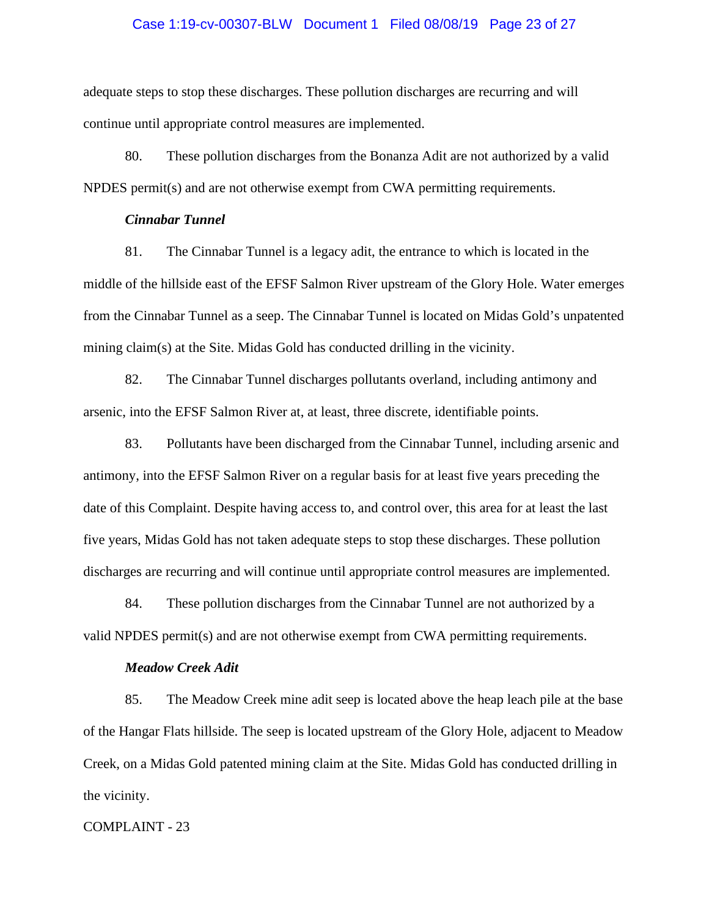adequate steps to stop these discharges. These pollution discharges are recurring and will continue until appropriate control measures are implemented.

80. These pollution discharges from the Bonanza Adit are not authorized by a valid NPDES permit(s) and are not otherwise exempt from CWA permitting requirements.

***Cinnabar Tunnel***

81. The Cinnabar Tunnel is a legacy adit, the entrance to which is located in the middle of the hillside east of the EFSF Salmon River upstream of the Glory Hole. Water emerges from the Cinnabar Tunnel as a seep. The Cinnabar Tunnel is located on Midas Gold's unpatented mining claim(s) at the Site. Midas Gold has conducted drilling in the vicinity.

82. The Cinnabar Tunnel discharges pollutants overland, including antimony and arsenic, into the EFSF Salmon River at, at least, three discrete, identifiable points.

83. Pollutants have been discharged from the Cinnabar Tunnel, including arsenic and antimony, into the EFSF Salmon River on a regular basis for at least five years preceding the date of this Complaint. Despite having access to, and control over, this area for at least the last five years, Midas Gold has not taken adequate steps to stop these discharges. These pollution discharges are recurring and will continue until appropriate control measures are implemented.

84. These pollution discharges from the Cinnabar Tunnel are not authorized by a valid NPDES permit(s) and are not otherwise exempt from CWA permitting requirements.

***Meadow Creek Adit***

85. The Meadow Creek mine adit seep is located above the heap leach pile at the base of the Hangar Flats hillside. The seep is located upstream of the Glory Hole, adjacent to Meadow Creek, on a Midas Gold patented mining claim at the Site. Midas Gold has conducted drilling in the vicinity.

COMPLAINT - 23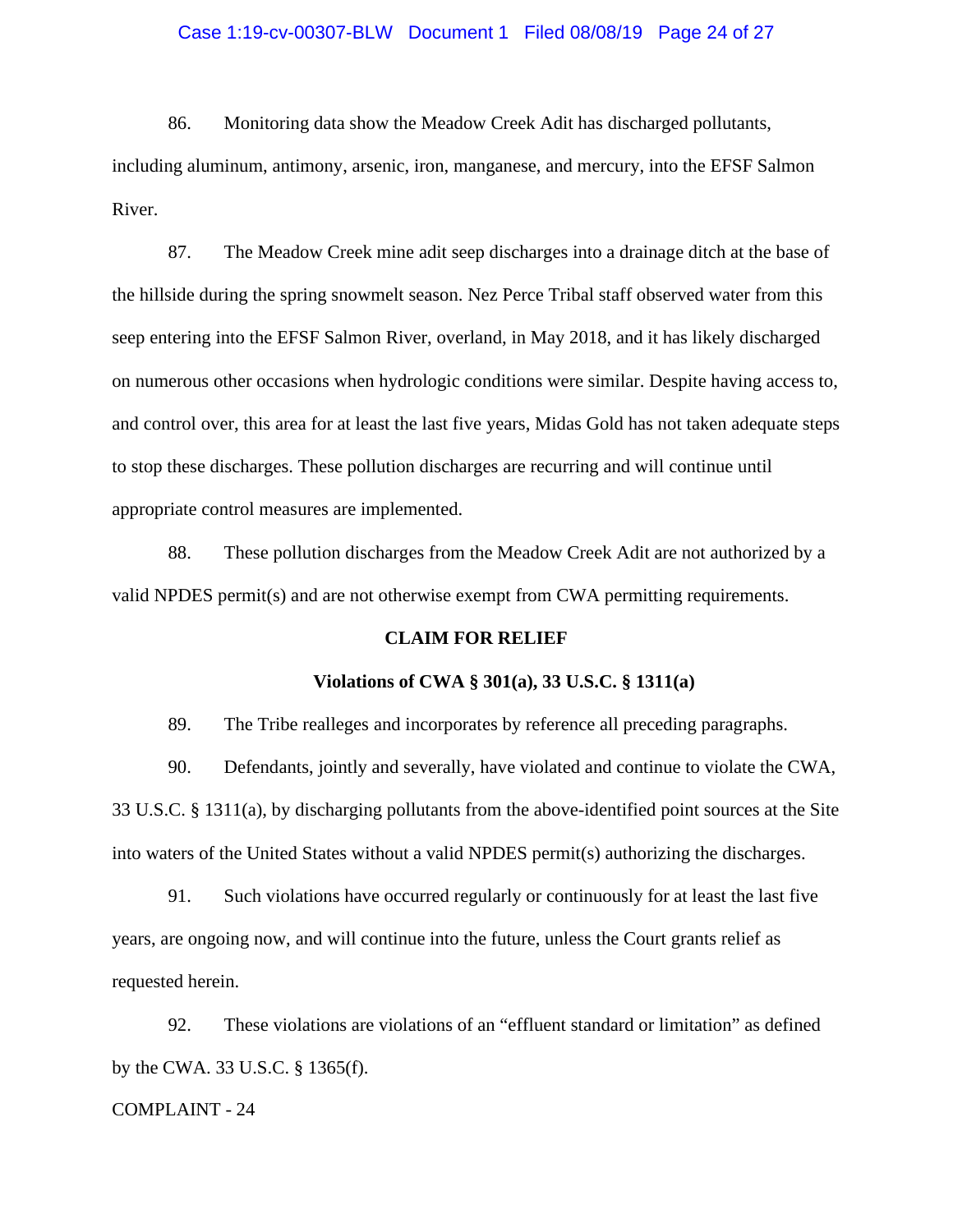86. Monitoring data show the Meadow Creek Adit has discharged pollutants, including aluminum, antimony, arsenic, iron, manganese, and mercury, into the EFSF Salmon River.

87. The Meadow Creek mine adit seep discharges into a drainage ditch at the base of the hillside during the spring snowmelt season. Nez Perce Tribal staff observed water from this seep entering into the EFSF Salmon River, overland, in May 2018, and it has likely discharged on numerous other occasions when hydrologic conditions were similar. Despite having access to, and control over, this area for at least the last five years, Midas Gold has not taken adequate steps to stop these discharges. These pollution discharges are recurring and will continue until appropriate control measures are implemented.

88. These pollution discharges from the Meadow Creek Adit are not authorized by a valid NPDES permit(s) and are not otherwise exempt from CWA permitting requirements.

## CLAIM FOR RELIEF

### Violations of CWA § 301(a), 33 U.S.C. § 1311(a)

89. The Tribe realleges and incorporates by reference all preceding paragraphs.

90. Defendants, jointly and severally, have violated and continue to violate the CWA, 33 U.S.C. § 1311(a), by discharging pollutants from the above-identified point sources at the Site into waters of the United States without a valid NPDES permit(s) authorizing the discharges.

91. Such violations have occurred regularly or continuously for at least the last five years, are ongoing now, and will continue into the future, unless the Court grants relief as requested herein.

92. These violations are violations of an "effluent standard or limitation" as defined by the CWA. 33 U.S.C. § 1365(f).

COMPLAINT - 24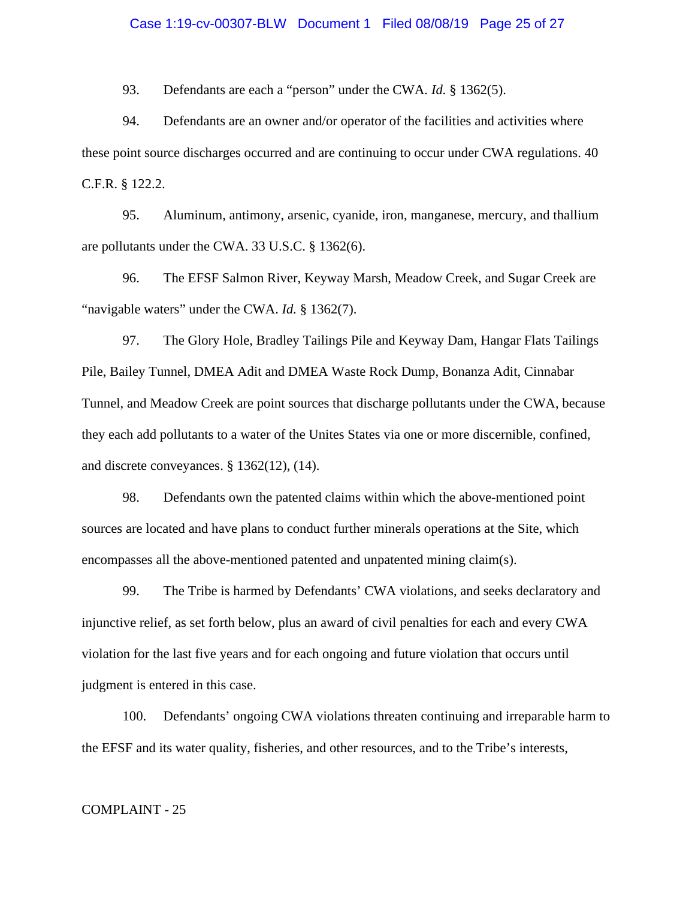93. Defendants are each a "person" under the CWA. *Id.* § 1362(5).

94. Defendants are an owner and/or operator of the facilities and activities where these point source discharges occurred and are continuing to occur under CWA regulations. 40 C.F.R. § 122.2.

95. Aluminum, antimony, arsenic, cyanide, iron, manganese, mercury, and thallium are pollutants under the CWA. 33 U.S.C. § 1362(6).

96. The EFSF Salmon River, Keyway Marsh, Meadow Creek, and Sugar Creek are "navigable waters" under the CWA. *Id.* § 1362(7).

97. The Glory Hole, Bradley Tailings Pile and Keyway Dam, Hangar Flats Tailings Pile, Bailey Tunnel, DMEA Adit and DMEA Waste Rock Dump, Bonanza Adit, Cinnabar Tunnel, and Meadow Creek are point sources that discharge pollutants under the CWA, because they each add pollutants to a water of the Unites States via one or more discernible, confined, and discrete conveyances. § 1362(12), (14).

98. Defendants own the patented claims within which the above-mentioned point sources are located and have plans to conduct further minerals operations at the Site, which encompasses all the above-mentioned patented and unpatented mining claim(s).

99. The Tribe is harmed by Defendants' CWA violations, and seeks declaratory and injunctive relief, as set forth below, plus an award of civil penalties for each and every CWA violation for the last five years and for each ongoing and future violation that occurs until judgment is entered in this case.

100. Defendants' ongoing CWA violations threaten continuing and irreparable harm to the EFSF and its water quality, fisheries, and other resources, and to the Tribe's interests,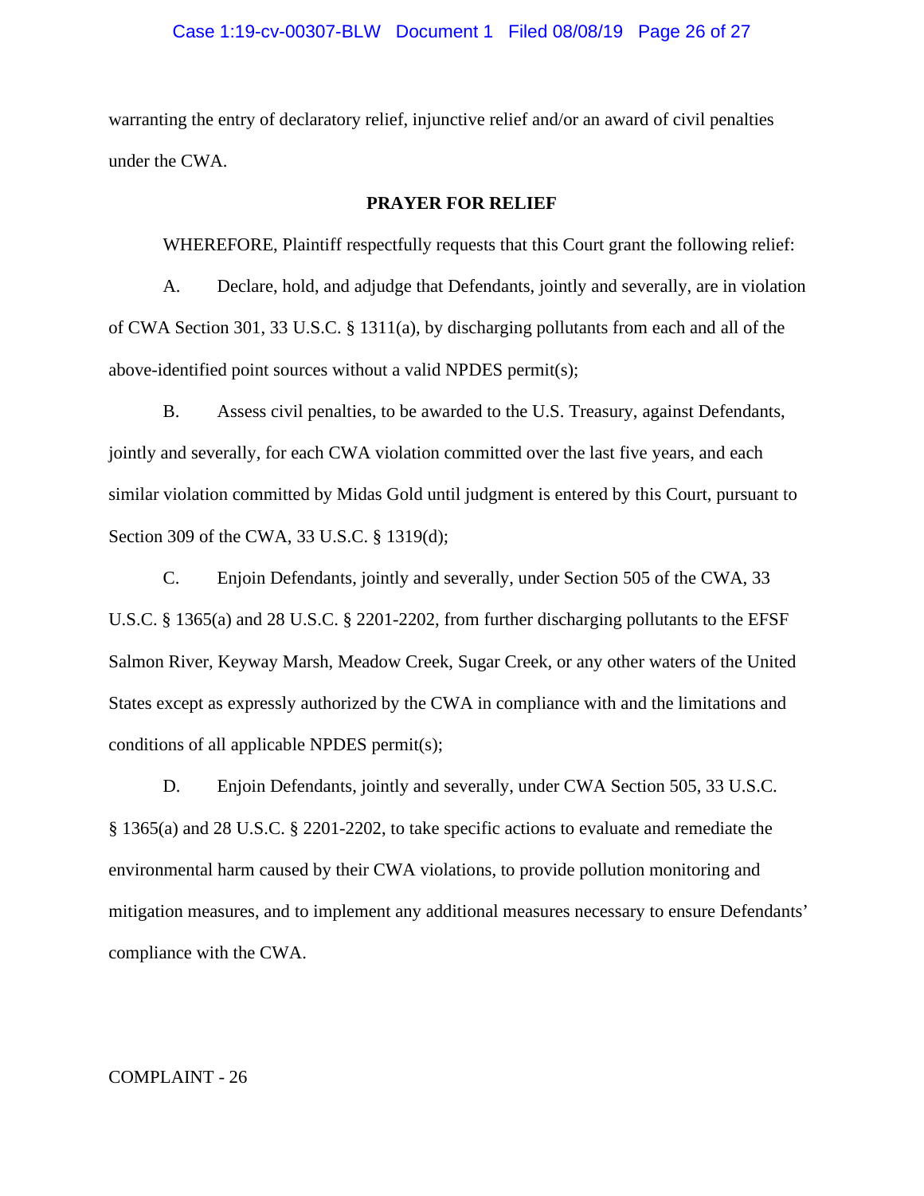warranting the entry of declaratory relief, injunctive relief and/or an award of civil penalties under the CWA.

**PRAYER FOR RELIEF**

WHEREFORE, Plaintiff respectfully requests that this Court grant the following relief:

A. Declare, hold, and adjudge that Defendants, jointly and severally, are in violation of CWA Section 301, 33 U.S.C. § 1311(a), by discharging pollutants from each and all of the above-identified point sources without a valid NPDES permit(s);

B. Assess civil penalties, to be awarded to the U.S. Treasury, against Defendants, jointly and severally, for each CWA violation committed over the last five years, and each similar violation committed by Midas Gold until judgment is entered by this Court, pursuant to Section 309 of the CWA, 33 U.S.C. § 1319(d);

C. Enjoin Defendants, jointly and severally, under Section 505 of the CWA, 33 U.S.C. § 1365(a) and 28 U.S.C. § 2201-2202, from further discharging pollutants to the EFSF Salmon River, Keyway Marsh, Meadow Creek, Sugar Creek, or any other waters of the United States except as expressly authorized by the CWA in compliance with and the limitations and conditions of all applicable NPDES permit(s);

D. Enjoin Defendants, jointly and severally, under CWA Section 505, 33 U.S.C. § 1365(a) and 28 U.S.C. § 2201-2202, to take specific actions to evaluate and remediate the environmental harm caused by their CWA violations, to provide pollution monitoring and mitigation measures, and to implement any additional measures necessary to ensure Defendants' compliance with the CWA.

COMPLAINT - 26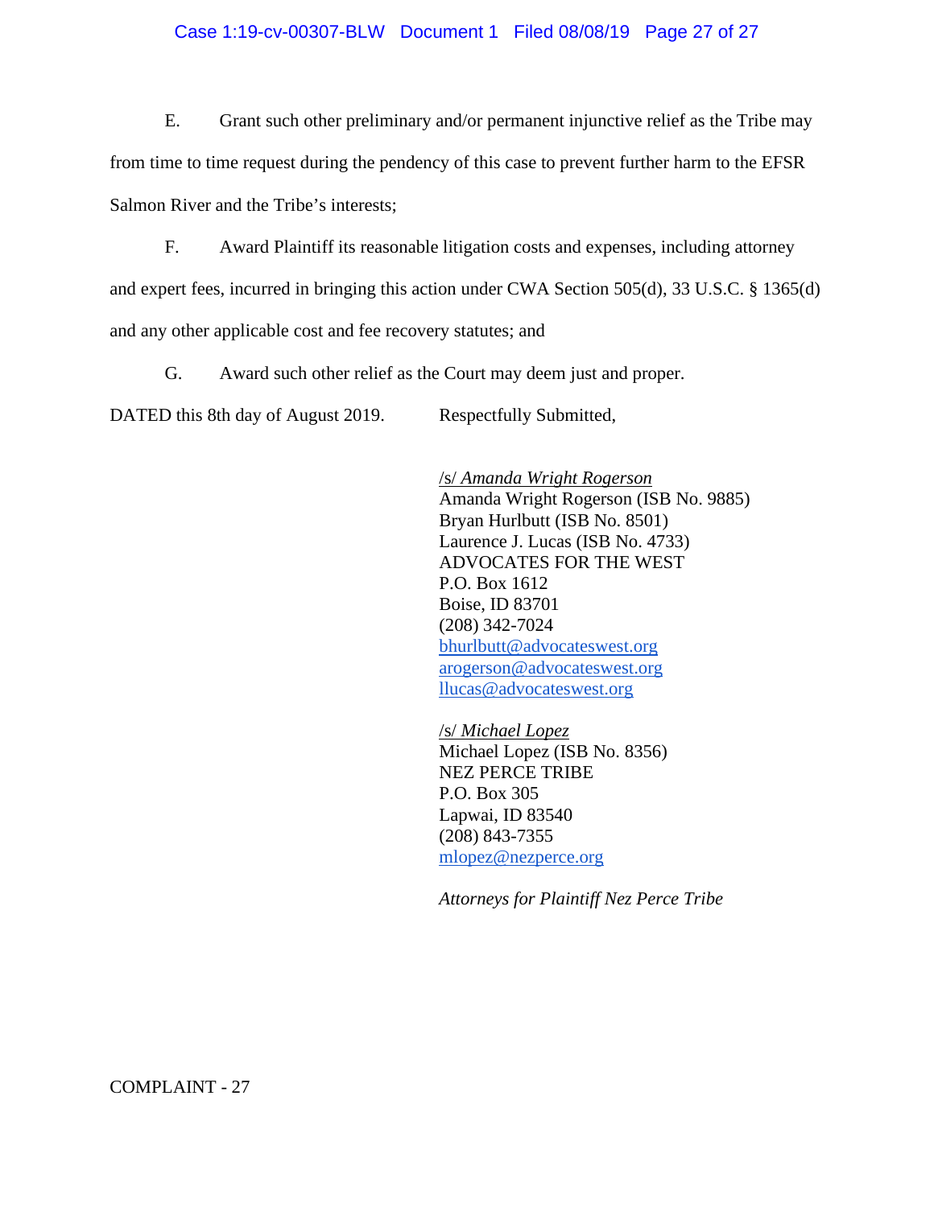E. Grant such other preliminary and/or permanent injunctive relief as the Tribe may from time to time request during the pendency of this case to prevent further harm to the EFSR Salmon River and the Tribe's interests;

F. Award Plaintiff its reasonable litigation costs and expenses, including attorney and expert fees, incurred in bringing this action under CWA Section 505(d), 33 U.S.C. § 1365(d) and any other applicable cost and fee recovery statutes; and

G. Award such other relief as the Court may deem just and proper.

DATED this 8th day of August 2019. Respectfully Submitted,

/s/ *Amanda Wright Rogerson*
Amanda Wright Rogerson (ISB No. 9885)
Bryan Hurlbutt (ISB No. 8501)
Laurence J. Lucas (ISB No. 4733)
ADVOCATES FOR THE WEST
P.O. Box 1612
Boise, ID 83701
(208) 342-7024
bhurlbutt@advocateswest.org
arogerson@advocateswest.org
llucas@advocateswest.org

/s/ *Michael Lopez*
Michael Lopez (ISB No. 8356)
NEZ PERCE TRIBE
P.O. Box 305
Lapwai, ID 83540
(208) 843-7355
mlopez@nezperce.org

*Attorneys for Plaintiff Nez Perce Tribe*